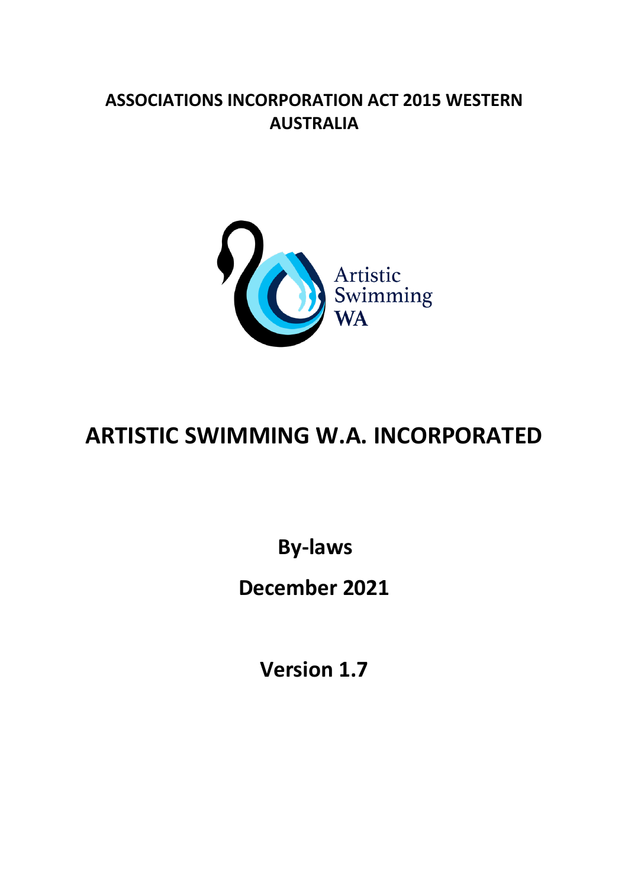**ASSOCIATIONS INCORPORATION ACT 2015 WESTERN AUSTRALIA**

Artistic Swimming WA

# ARTISTIC SWIMMING W.A. INCORPORATED

**By-laws**

**December 2021**

**Version 1.7**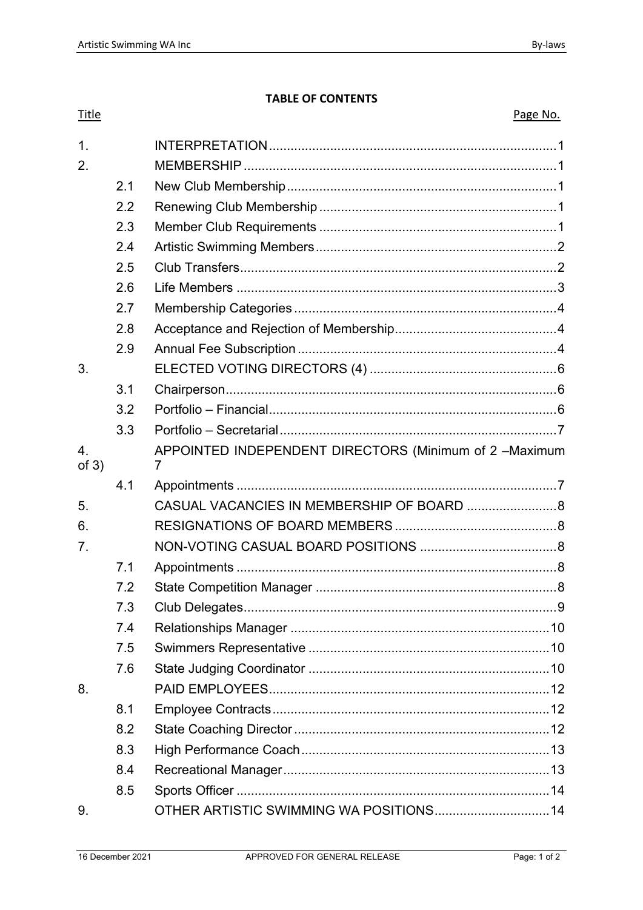**TABLE OF CONTENTS**

| Title | | | Page No. |
|---|---|---|---|
| 1. | | INTERPRETATION | 1 |
| 2. | | MEMBERSHIP | 1 |
| | 2.1 | New Club Membership | 1 |
| | 2.2 | Renewing Club Membership | 1 |
| | 2.3 | Member Club Requirements | 1 |
| | 2.4 | Artistic Swimming Members | 2 |
| | 2.5 | Club Transfers | 2 |
| | 2.6 | Life Members | 3 |
| | 2.7 | Membership Categories | 4 |
| | 2.8 | Acceptance and Rejection of Membership | 4 |
| | 2.9 | Annual Fee Subscription | 4 |
| 3. | | ELECTED VOTING DIRECTORS (4) | 6 |
| | 3.1 | Chairperson | 6 |
| | 3.2 | Portfolio – Financial | 6 |
| | 3.3 | Portfolio – Secretarial | 7 |
| 4. of 3) | | APPOINTED INDEPENDENT DIRECTORS (Minimum of 2 –Maximum | 7 |
| | 4.1 | Appointments | 7 |
| 5. | | CASUAL VACANCIES IN MEMBERSHIP OF BOARD | 8 |
| 6. | | RESIGNATIONS OF BOARD MEMBERS | 8 |
| 7. | | NON-VOTING CASUAL BOARD POSITIONS | 8 |
| | 7.1 | Appointments | 8 |
| | 7.2 | State Competition Manager | 8 |
| | 7.3 | Club Delegates | 9 |
| | 7.4 | Relationships Manager | 10 |
| | 7.5 | Swimmers Representative | 10 |
| | 7.6 | State Judging Coordinator | 10 |
| 8. | | PAID EMPLOYEES | 12 |
| | 8.1 | Employee Contracts | 12 |
| | 8.2 | State Coaching Director | 12 |
| | 8.3 | High Performance Coach | 13 |
| | 8.4 | Recreational Manager | 13 |
| | 8.5 | Sports Officer | 14 |
| 9. | | OTHER ARTISTIC SWIMMING WA POSITIONS | 14 |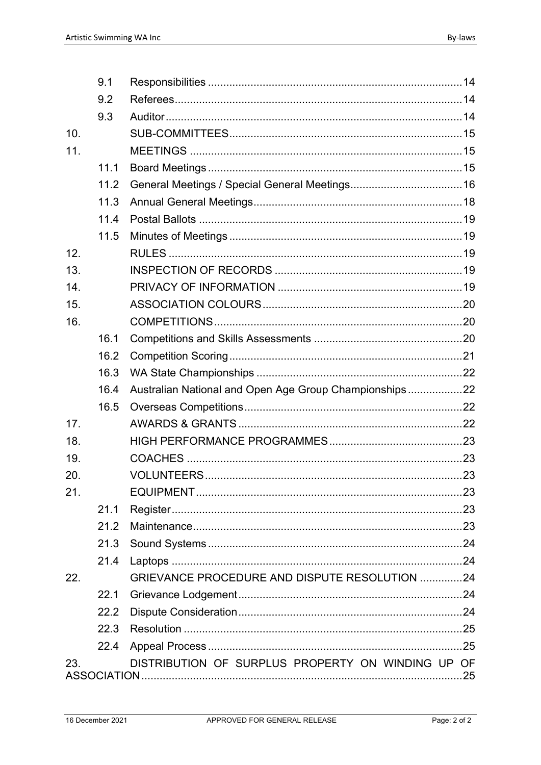| | | | |
|---|---|---|---|
| | 9.1 | Responsibilities | 14 |
| | 9.2 | Referees | 14 |
| | 9.3 | Auditor | 14 |
| 10. | | SUB-COMMITTEES | 15 |
| 11. | | MEETINGS | 15 |
| | 11.1 | Board Meetings | 15 |
| | 11.2 | General Meetings / Special General Meetings | 16 |
| | 11.3 | Annual General Meetings | 18 |
| | 11.4 | Postal Ballots | 19 |
| | 11.5 | Minutes of Meetings | 19 |
| 12. | | RULES | 19 |
| 13. | | INSPECTION OF RECORDS | 19 |
| 14. | | PRIVACY OF INFORMATION | 19 |
| 15. | | ASSOCIATION COLOURS | 20 |
| 16. | | COMPETITIONS | 20 |
| | 16.1 | Competitions and Skills Assessments | 20 |
| | 16.2 | Competition Scoring | 21 |
| | 16.3 | WA State Championships | 22 |
| | 16.4 | Australian National and Open Age Group Championships | 22 |
| | 16.5 | Overseas Competitions | 22 |
| 17. | | AWARDS & GRANTS | 22 |
| 18. | | HIGH PERFORMANCE PROGRAMMES | 23 |
| 19. | | COACHES | 23 |
| 20. | | VOLUNTEERS | 23 |
| 21. | | EQUIPMENT | 23 |
| | 21.1 | Register | 23 |
| | 21.2 | Maintenance | 23 |
| | 21.3 | Sound Systems | 24 |
| | 21.4 | Laptops | 24 |
| 22. | | GRIEVANCE PROCEDURE AND DISPUTE RESOLUTION | 24 |
| | 22.1 | Grievance Lodgement | 24 |
| | 22.2 | Dispute Consideration | 24 |
| | 22.3 | Resolution | 25 |
| | 22.4 | Appeal Process | 25 |
| 23. | | DISTRIBUTION OF SURPLUS PROPERTY ON WINDING UP OF ASSOCIATION | 25 |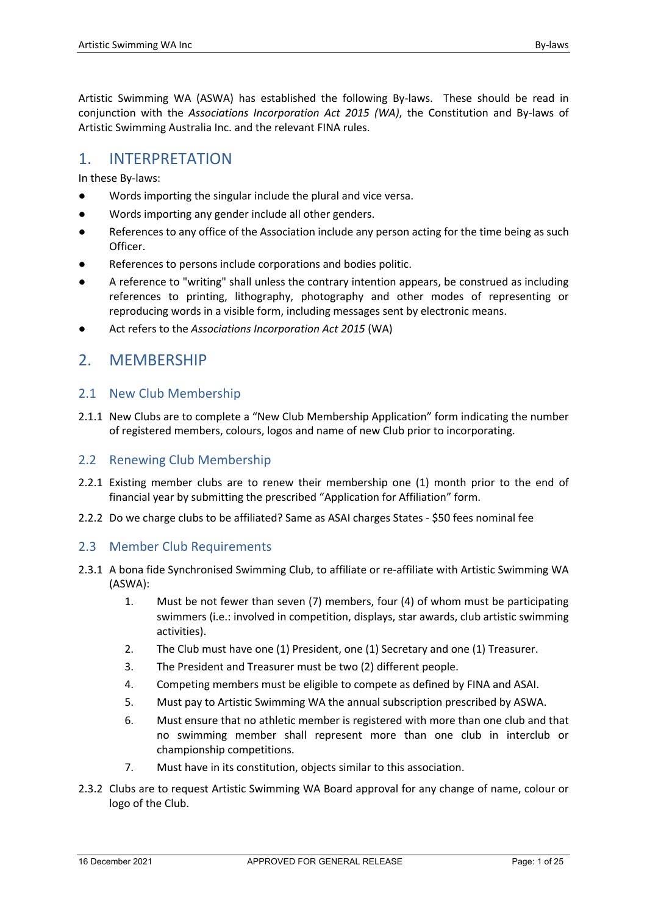Artistic Swimming WA (ASWA) has established the following By-laws. These should be read in conjunction with the *Associations Incorporation Act 2015 (WA)*, the Constitution and By-laws of Artistic Swimming Australia Inc. and the relevant FINA rules.

# 1. INTERPRETATION

In these By-laws:

- Words importing the singular include the plural and vice versa.
- Words importing any gender include all other genders.
- References to any office of the Association include any person acting for the time being as such Officer.
- References to persons include corporations and bodies politic.
- A reference to "writing" shall unless the contrary intention appears, be construed as including references to printing, lithography, photography and other modes of representing or reproducing words in a visible form, including messages sent by electronic means.
- Act refers to the *Associations Incorporation Act 2015* (WA)

# 2. MEMBERSHIP

## 2.1 New Club Membership

2.1.1 New Clubs are to complete a "New Club Membership Application" form indicating the number of registered members, colours, logos and name of new Club prior to incorporating.

## 2.2 Renewing Club Membership

2.2.1 Existing member clubs are to renew their membership one (1) month prior to the end of financial year by submitting the prescribed "Application for Affiliation" form.

2.2.2 Do we charge clubs to be affiliated? Same as ASAI charges States - $50 fees nominal fee

## 2.3 Member Club Requirements

2.3.1 A bona fide Synchronised Swimming Club, to affiliate or re-affiliate with Artistic Swimming WA (ASWA):

1. Must be not fewer than seven (7) members, four (4) of whom must be participating swimmers (i.e.: involved in competition, displays, star awards, club artistic swimming activities).
2. The Club must have one (1) President, one (1) Secretary and one (1) Treasurer.
3. The President and Treasurer must be two (2) different people.
4. Competing members must be eligible to compete as defined by FINA and ASAI.
5. Must pay to Artistic Swimming WA the annual subscription prescribed by ASWA.
6. Must ensure that no athletic member is registered with more than one club and that no swimming member shall represent more than one club in interclub or championship competitions.
7. Must have in its constitution, objects similar to this association.

2.3.2 Clubs are to request Artistic Swimming WA Board approval for any change of name, colour or logo of the Club.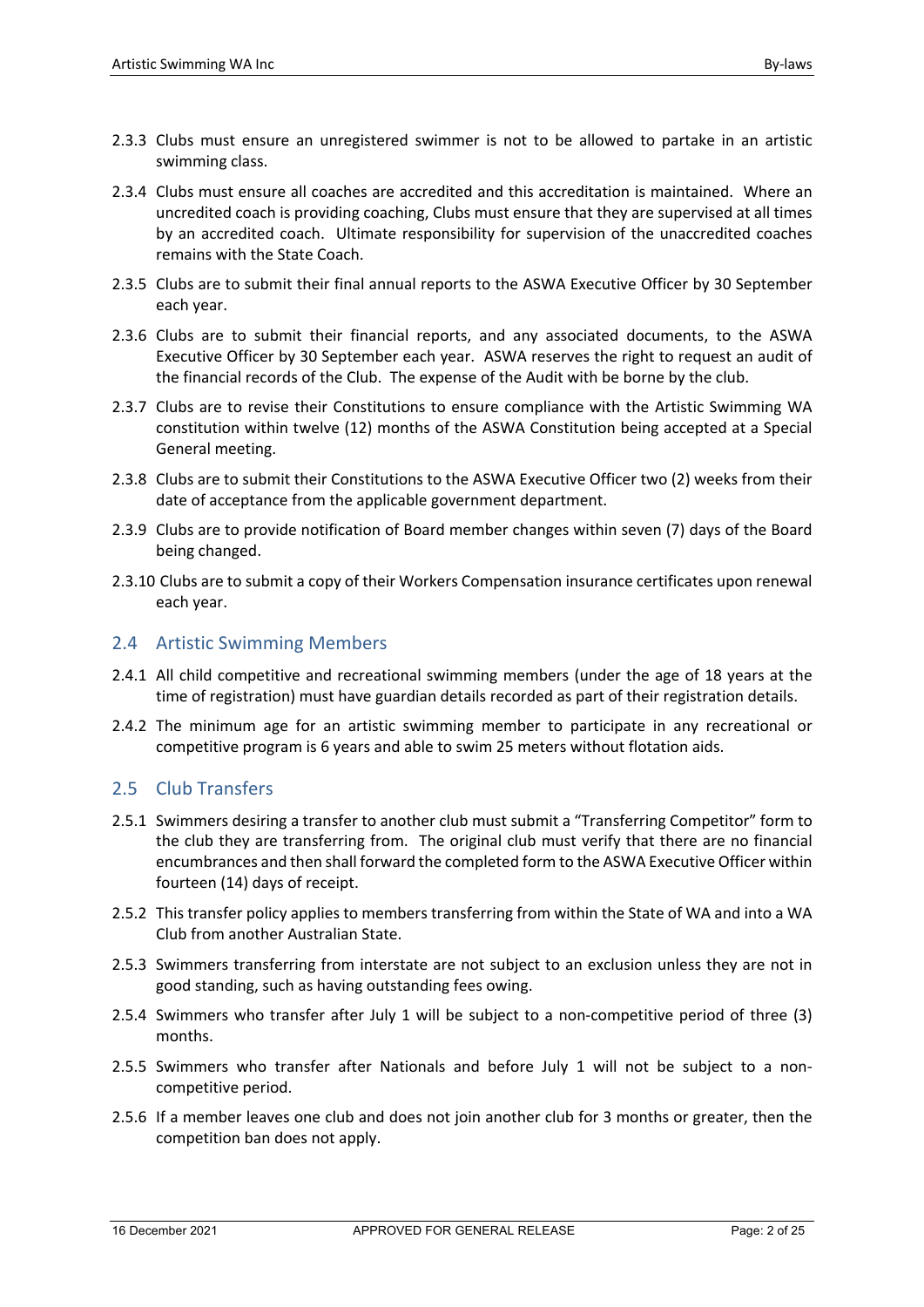2.3.3 Clubs must ensure an unregistered swimmer is not to be allowed to partake in an artistic swimming class.

2.3.4 Clubs must ensure all coaches are accredited and this accreditation is maintained. Where an uncredited coach is providing coaching, Clubs must ensure that they are supervised at all times by an accredited coach. Ultimate responsibility for supervision of the unaccredited coaches remains with the State Coach.

2.3.5 Clubs are to submit their final annual reports to the ASWA Executive Officer by 30 September each year.

2.3.6 Clubs are to submit their financial reports, and any associated documents, to the ASWA Executive Officer by 30 September each year. ASWA reserves the right to request an audit of the financial records of the Club. The expense of the Audit with be borne by the club.

2.3.7 Clubs are to revise their Constitutions to ensure compliance with the Artistic Swimming WA constitution within twelve (12) months of the ASWA Constitution being accepted at a Special General meeting.

2.3.8 Clubs are to submit their Constitutions to the ASWA Executive Officer two (2) weeks from their date of acceptance from the applicable government department.

2.3.9 Clubs are to provide notification of Board member changes within seven (7) days of the Board being changed.

2.3.10 Clubs are to submit a copy of their Workers Compensation insurance certificates upon renewal each year.

## 2.4 Artistic Swimming Members

2.4.1 All child competitive and recreational swimming members (under the age of 18 years at the time of registration) must have guardian details recorded as part of their registration details.

2.4.2 The minimum age for an artistic swimming member to participate in any recreational or competitive program is 6 years and able to swim 25 meters without flotation aids.

## 2.5 Club Transfers

2.5.1 Swimmers desiring a transfer to another club must submit a "Transferring Competitor" form to the club they are transferring from. The original club must verify that there are no financial encumbrances and then shall forward the completed form to the ASWA Executive Officer within fourteen (14) days of receipt.

2.5.2 This transfer policy applies to members transferring from within the State of WA and into a WA Club from another Australian State.

2.5.3 Swimmers transferring from interstate are not subject to an exclusion unless they are not in good standing, such as having outstanding fees owing.

2.5.4 Swimmers who transfer after July 1 will be subject to a non-competitive period of three (3) months.

2.5.5 Swimmers who transfer after Nationals and before July 1 will not be subject to a non-competitive period.

2.5.6 If a member leaves one club and does not join another club for 3 months or greater, then the competition ban does not apply.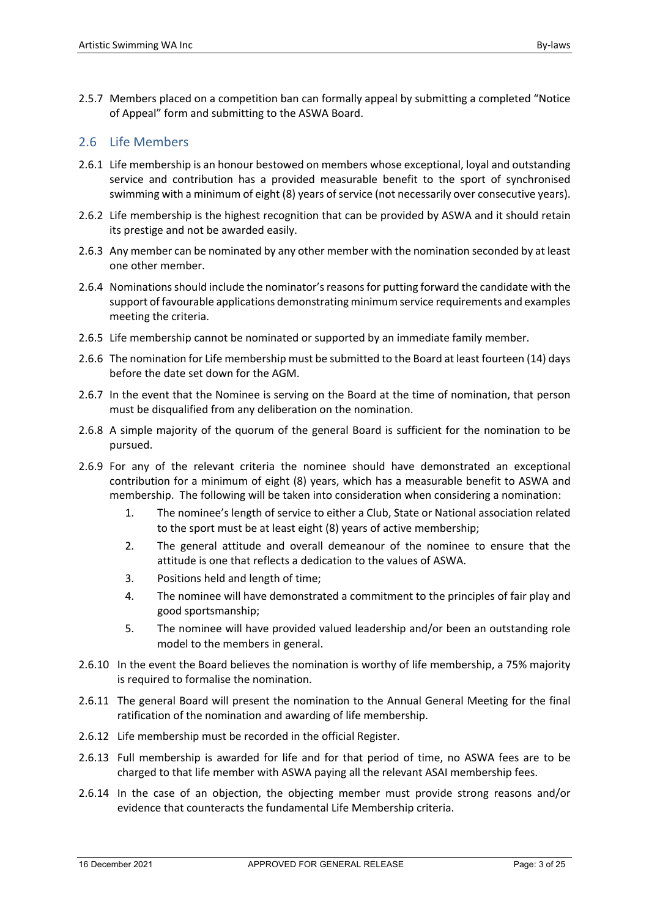2.5.7 Members placed on a competition ban can formally appeal by submitting a completed "Notice of Appeal" form and submitting to the ASWA Board.

## 2.6 Life Members

2.6.1 Life membership is an honour bestowed on members whose exceptional, loyal and outstanding service and contribution has a provided measurable benefit to the sport of synchronised swimming with a minimum of eight (8) years of service (not necessarily over consecutive years).

2.6.2 Life membership is the highest recognition that can be provided by ASWA and it should retain its prestige and not be awarded easily.

2.6.3 Any member can be nominated by any other member with the nomination seconded by at least one other member.

2.6.4 Nominations should include the nominator's reasons for putting forward the candidate with the support of favourable applications demonstrating minimum service requirements and examples meeting the criteria.

2.6.5 Life membership cannot be nominated or supported by an immediate family member.

2.6.6 The nomination for Life membership must be submitted to the Board at least fourteen (14) days before the date set down for the AGM.

2.6.7 In the event that the Nominee is serving on the Board at the time of nomination, that person must be disqualified from any deliberation on the nomination.

2.6.8 A simple majority of the quorum of the general Board is sufficient for the nomination to be pursued.

2.6.9 For any of the relevant criteria the nominee should have demonstrated an exceptional contribution for a minimum of eight (8) years, which has a measurable benefit to ASWA and membership. The following will be taken into consideration when considering a nomination:

1. The nominee's length of service to either a Club, State or National association related to the sport must be at least eight (8) years of active membership;
2. The general attitude and overall demeanour of the nominee to ensure that the attitude is one that reflects a dedication to the values of ASWA.
3. Positions held and length of time;
4. The nominee will have demonstrated a commitment to the principles of fair play and good sportsmanship;
5. The nominee will have provided valued leadership and/or been an outstanding role model to the members in general.

2.6.10 In the event the Board believes the nomination is worthy of life membership, a 75% majority is required to formalise the nomination.

2.6.11 The general Board will present the nomination to the Annual General Meeting for the final ratification of the nomination and awarding of life membership.

2.6.12 Life membership must be recorded in the official Register.

2.6.13 Full membership is awarded for life and for that period of time, no ASWA fees are to be charged to that life member with ASWA paying all the relevant ASAI membership fees.

2.6.14 In the case of an objection, the objecting member must provide strong reasons and/or evidence that counteracts the fundamental Life Membership criteria.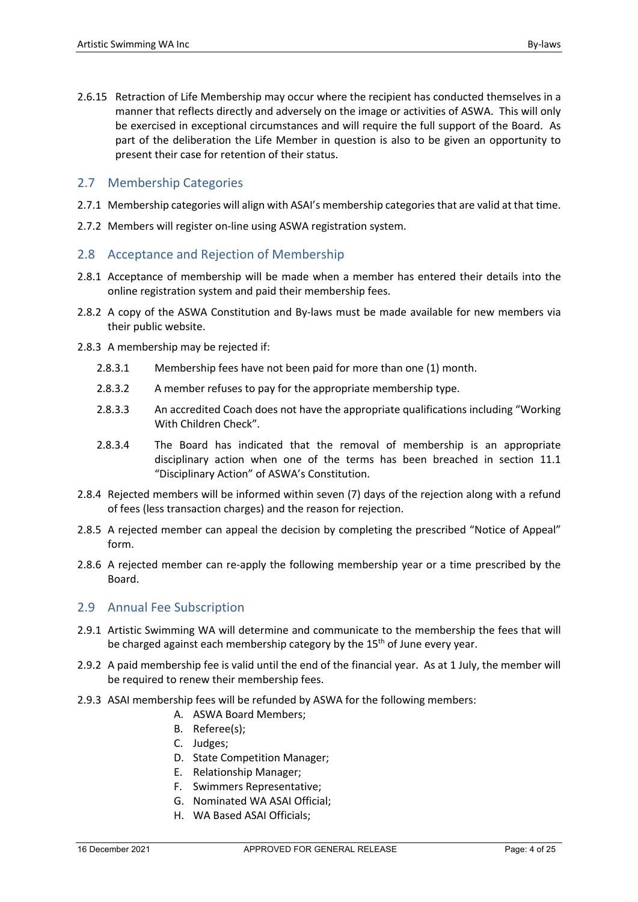2.6.15 Retraction of Life Membership may occur where the recipient has conducted themselves in a manner that reflects directly and adversely on the image or activities of ASWA. This will only be exercised in exceptional circumstances and will require the full support of the Board. As part of the deliberation the Life Member in question is also to be given an opportunity to present their case for retention of their status.

## 2.7 Membership Categories

2.7.1 Membership categories will align with ASAI's membership categories that are valid at that time.

2.7.2 Members will register on-line using ASWA registration system.

## 2.8 Acceptance and Rejection of Membership

2.8.1 Acceptance of membership will be made when a member has entered their details into the online registration system and paid their membership fees.

2.8.2 A copy of the ASWA Constitution and By-laws must be made available for new members via their public website.

2.8.3 A membership may be rejected if:

- 2.8.3.1 Membership fees have not been paid for more than one (1) month.
- 2.8.3.2 A member refuses to pay for the appropriate membership type.
- 2.8.3.3 An accredited Coach does not have the appropriate qualifications including "Working With Children Check".
- 2.8.3.4 The Board has indicated that the removal of membership is an appropriate disciplinary action when one of the terms has been breached in section 11.1 "Disciplinary Action" of ASWA's Constitution.

2.8.4 Rejected members will be informed within seven (7) days of the rejection along with a refund of fees (less transaction charges) and the reason for rejection.

2.8.5 A rejected member can appeal the decision by completing the prescribed "Notice of Appeal" form.

2.8.6 A rejected member can re-apply the following membership year or a time prescribed by the Board.

## 2.9 Annual Fee Subscription

2.9.1 Artistic Swimming WA will determine and communicate to the membership the fees that will be charged against each membership category by the 15th of June every year.

2.9.2 A paid membership fee is valid until the end of the financial year. As at 1 July, the member will be required to renew their membership fees.

2.9.3 ASAI membership fees will be refunded by ASWA for the following members:

A. ASWA Board Members;
B. Referee(s);
C. Judges;
D. State Competition Manager;
E. Relationship Manager;
F. Swimmers Representative;
G. Nominated WA ASAI Official;
H. WA Based ASAI Officials;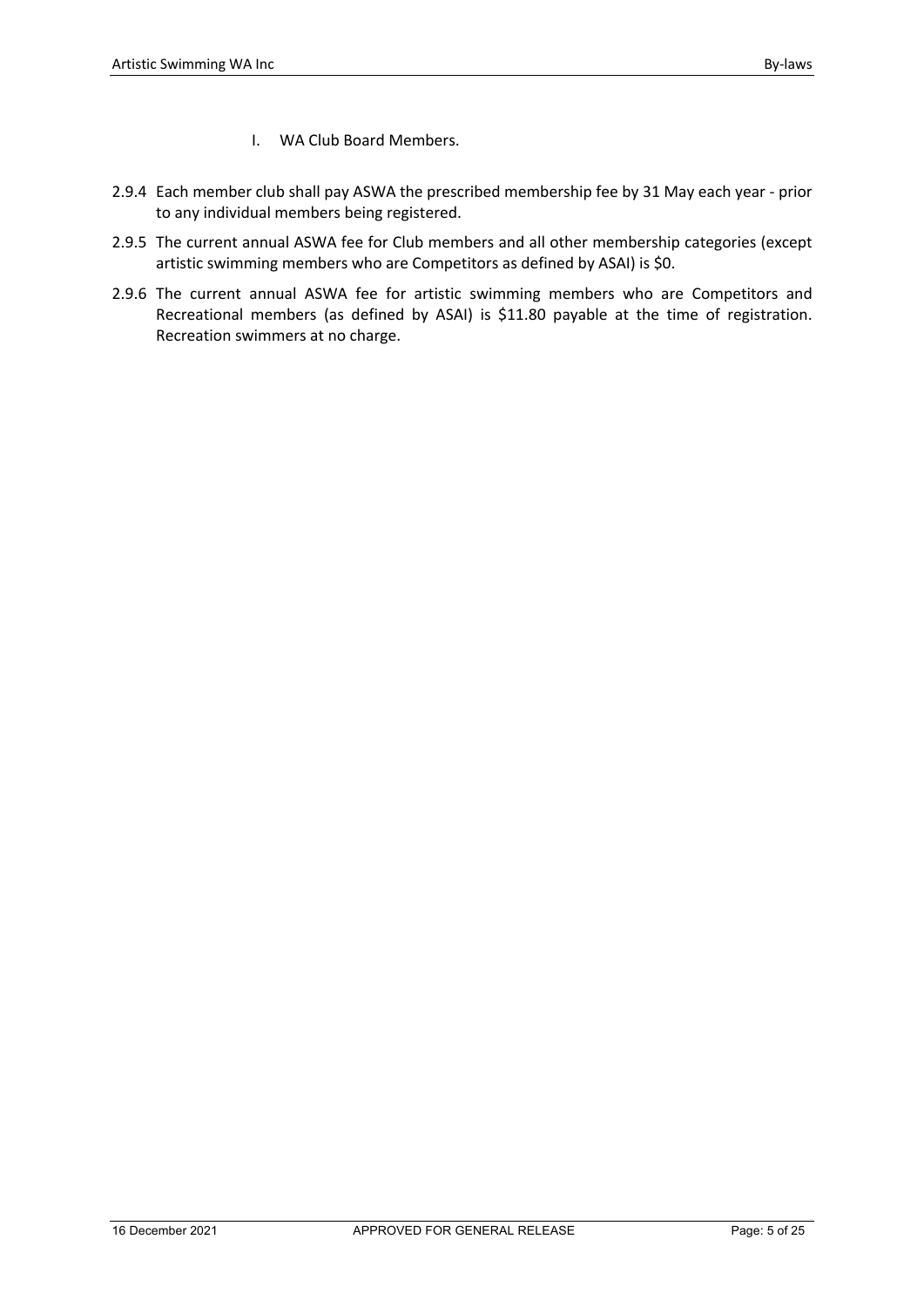I. WA Club Board Members.

2.9.4 Each member club shall pay ASWA the prescribed membership fee by 31 May each year - prior to any individual members being registered.

2.9.5 The current annual ASWA fee for Club members and all other membership categories (except artistic swimming members who are Competitors as defined by ASAI) is $0.

2.9.6 The current annual ASWA fee for artistic swimming members who are Competitors and Recreational members (as defined by ASAI) is $11.80 payable at the time of registration. Recreation swimmers at no charge.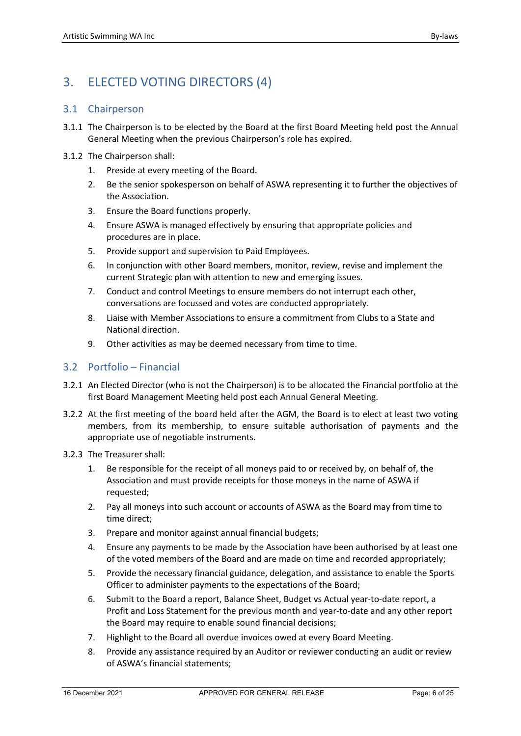# 3. ELECTED VOTING DIRECTORS (4)

## 3.1 Chairperson

3.1.1 The Chairperson is to be elected by the Board at the first Board Meeting held post the Annual General Meeting when the previous Chairperson's role has expired.

3.1.2 The Chairperson shall:

1. Preside at every meeting of the Board.
2. Be the senior spokesperson on behalf of ASWA representing it to further the objectives of the Association.
3. Ensure the Board functions properly.
4. Ensure ASWA is managed effectively by ensuring that appropriate policies and procedures are in place.
5. Provide support and supervision to Paid Employees.
6. In conjunction with other Board members, monitor, review, revise and implement the current Strategic plan with attention to new and emerging issues.
7. Conduct and control Meetings to ensure members do not interrupt each other, conversations are focussed and votes are conducted appropriately.
8. Liaise with Member Associations to ensure a commitment from Clubs to a State and National direction.
9. Other activities as may be deemed necessary from time to time.

## 3.2 Portfolio – Financial

3.2.1 An Elected Director (who is not the Chairperson) is to be allocated the Financial portfolio at the first Board Management Meeting held post each Annual General Meeting.

3.2.2 At the first meeting of the board held after the AGM, the Board is to elect at least two voting members, from its membership, to ensure suitable authorisation of payments and the appropriate use of negotiable instruments.

3.2.3 The Treasurer shall:

1. Be responsible for the receipt of all moneys paid to or received by, on behalf of, the Association and must provide receipts for those moneys in the name of ASWA if requested;
2. Pay all moneys into such account or accounts of ASWA as the Board may from time to time direct;
3. Prepare and monitor against annual financial budgets;
4. Ensure any payments to be made by the Association have been authorised by at least one of the voted members of the Board and are made on time and recorded appropriately;
5. Provide the necessary financial guidance, delegation, and assistance to enable the Sports Officer to administer payments to the expectations of the Board;
6. Submit to the Board a report, Balance Sheet, Budget vs Actual year-to-date report, a Profit and Loss Statement for the previous month and year-to-date and any other report the Board may require to enable sound financial decisions;
7. Highlight to the Board all overdue invoices owed at every Board Meeting.
8. Provide any assistance required by an Auditor or reviewer conducting an audit or review of ASWA's financial statements;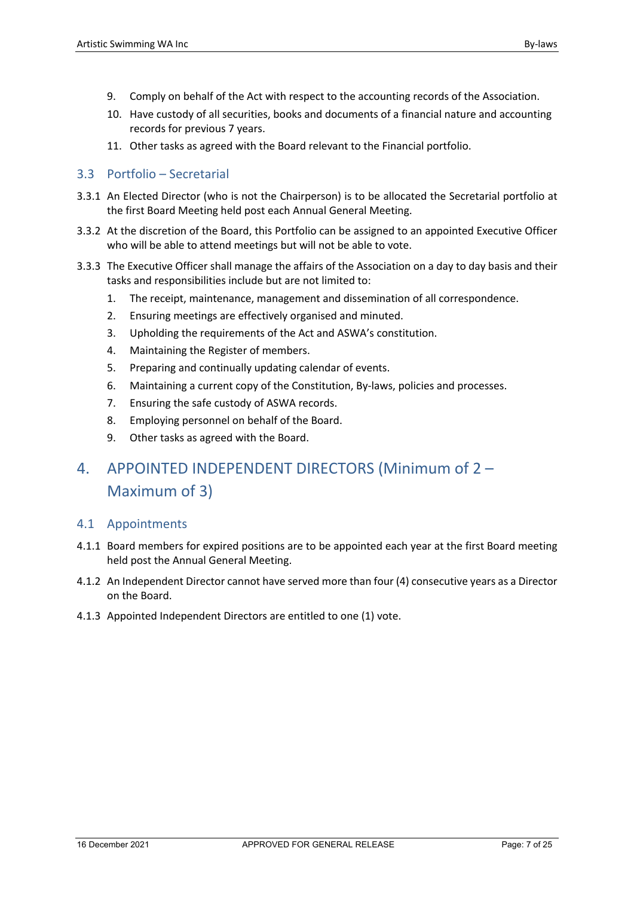9. Comply on behalf of the Act with respect to the accounting records of the Association.
10. Have custody of all securities, books and documents of a financial nature and accounting records for previous 7 years.
11. Other tasks as agreed with the Board relevant to the Financial portfolio.

### 3.3 Portfolio – Secretarial

3.3.1 An Elected Director (who is not the Chairperson) is to be allocated the Secretarial portfolio at the first Board Meeting held post each Annual General Meeting.

3.3.2 At the discretion of the Board, this Portfolio can be assigned to an appointed Executive Officer who will be able to attend meetings but will not be able to vote.

3.3.3 The Executive Officer shall manage the affairs of the Association on a day to day basis and their tasks and responsibilities include but are not limited to:

1. The receipt, maintenance, management and dissemination of all correspondence.
2. Ensuring meetings are effectively organised and minuted.
3. Upholding the requirements of the Act and ASWA's constitution.
4. Maintaining the Register of members.
5. Preparing and continually updating calendar of events.
6. Maintaining a current copy of the Constitution, By-laws, policies and processes.
7. Ensuring the safe custody of ASWA records.
8. Employing personnel on behalf of the Board.
9. Other tasks as agreed with the Board.

## 4. APPOINTED INDEPENDENT DIRECTORS (Minimum of 2 – Maximum of 3)

### 4.1 Appointments

4.1.1 Board members for expired positions are to be appointed each year at the first Board meeting held post the Annual General Meeting.

4.1.2 An Independent Director cannot have served more than four (4) consecutive years as a Director on the Board.

4.1.3 Appointed Independent Directors are entitled to one (1) vote.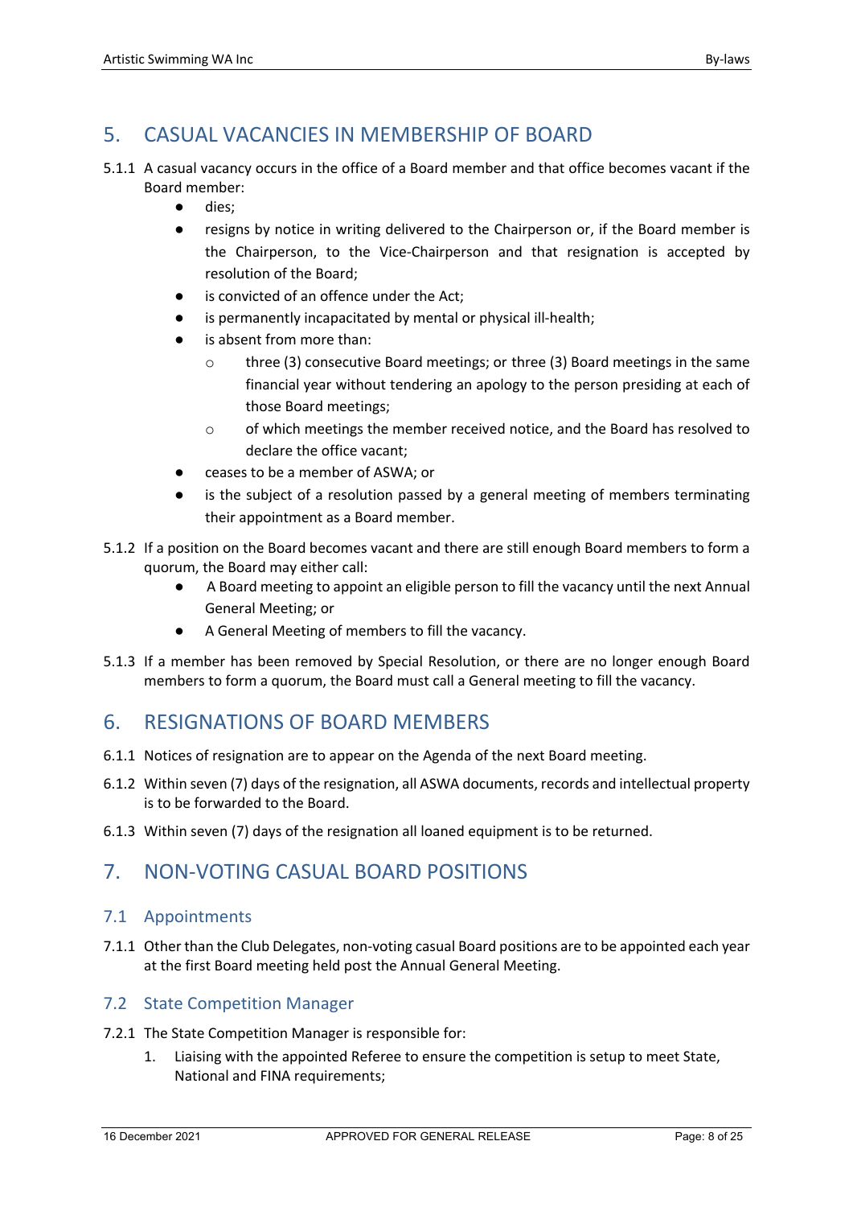## 5. CASUAL VACANCIES IN MEMBERSHIP OF BOARD

5.1.1 A casual vacancy occurs in the office of a Board member and that office becomes vacant if the Board member:

- dies;
- resigns by notice in writing delivered to the Chairperson or, if the Board member is the Chairperson, to the Vice-Chairperson and that resignation is accepted by resolution of the Board;
- is convicted of an offence under the Act;
- is permanently incapacitated by mental or physical ill-health;
- is absent from more than:
  - three (3) consecutive Board meetings; or three (3) Board meetings in the same financial year without tendering an apology to the person presiding at each of those Board meetings;
  - of which meetings the member received notice, and the Board has resolved to declare the office vacant;
- ceases to be a member of ASWA; or
- is the subject of a resolution passed by a general meeting of members terminating their appointment as a Board member.

5.1.2 If a position on the Board becomes vacant and there are still enough Board members to form a quorum, the Board may either call:

- A Board meeting to appoint an eligible person to fill the vacancy until the next Annual General Meeting; or
- A General Meeting of members to fill the vacancy.

5.1.3 If a member has been removed by Special Resolution, or there are no longer enough Board members to form a quorum, the Board must call a General meeting to fill the vacancy.

## 6. RESIGNATIONS OF BOARD MEMBERS

6.1.1 Notices of resignation are to appear on the Agenda of the next Board meeting.

6.1.2 Within seven (7) days of the resignation, all ASWA documents, records and intellectual property is to be forwarded to the Board.

6.1.3 Within seven (7) days of the resignation all loaned equipment is to be returned.

## 7. NON-VOTING CASUAL BOARD POSITIONS

### 7.1 Appointments

7.1.1 Other than the Club Delegates, non-voting casual Board positions are to be appointed each year at the first Board meeting held post the Annual General Meeting.

### 7.2 State Competition Manager

7.2.1 The State Competition Manager is responsible for:

1. Liaising with the appointed Referee to ensure the competition is setup to meet State, National and FINA requirements;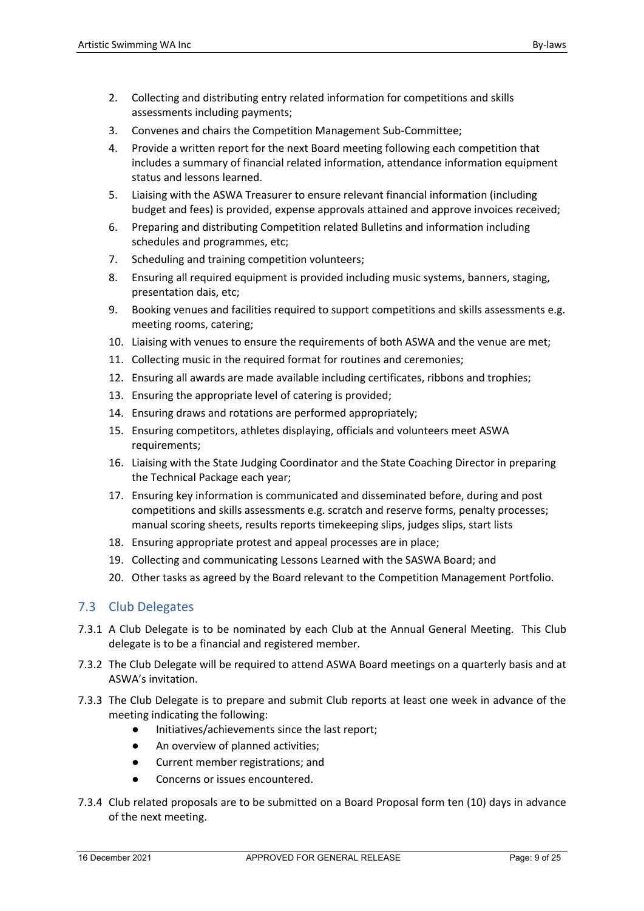2. Collecting and distributing entry related information for competitions and skills assessments including payments;
3. Convenes and chairs the Competition Management Sub-Committee;
4. Provide a written report for the next Board meeting following each competition that includes a summary of financial related information, attendance information equipment status and lessons learned.
5. Liaising with the ASWA Treasurer to ensure relevant financial information (including budget and fees) is provided, expense approvals attained and approve invoices received;
6. Preparing and distributing Competition related Bulletins and information including schedules and programmes, etc;
7. Scheduling and training competition volunteers;
8. Ensuring all required equipment is provided including music systems, banners, staging, presentation dais, etc;
9. Booking venues and facilities required to support competitions and skills assessments e.g. meeting rooms, catering;
10. Liaising with venues to ensure the requirements of both ASWA and the venue are met;
11. Collecting music in the required format for routines and ceremonies;
12. Ensuring all awards are made available including certificates, ribbons and trophies;
13. Ensuring the appropriate level of catering is provided;
14. Ensuring draws and rotations are performed appropriately;
15. Ensuring competitors, athletes displaying, officials and volunteers meet ASWA requirements;
16. Liaising with the State Judging Coordinator and the State Coaching Director in preparing the Technical Package each year;
17. Ensuring key information is communicated and disseminated before, during and post competitions and skills assessments e.g. scratch and reserve forms, penalty processes; manual scoring sheets, results reports timekeeping slips, judges slips, start lists
18. Ensuring appropriate protest and appeal processes are in place;
19. Collecting and communicating Lessons Learned with the SASWA Board; and
20. Other tasks as agreed by the Board relevant to the Competition Management Portfolio.

## 7.3 Club Delegates

7.3.1 A Club Delegate is to be nominated by each Club at the Annual General Meeting. This Club delegate is to be a financial and registered member.

7.3.2 The Club Delegate will be required to attend ASWA Board meetings on a quarterly basis and at ASWA's invitation.

7.3.3 The Club Delegate is to prepare and submit Club reports at least one week in advance of the meeting indicating the following:

- Initiatives/achievements since the last report;
- An overview of planned activities;
- Current member registrations; and
- Concerns or issues encountered.

7.3.4 Club related proposals are to be submitted on a Board Proposal form ten (10) days in advance of the next meeting.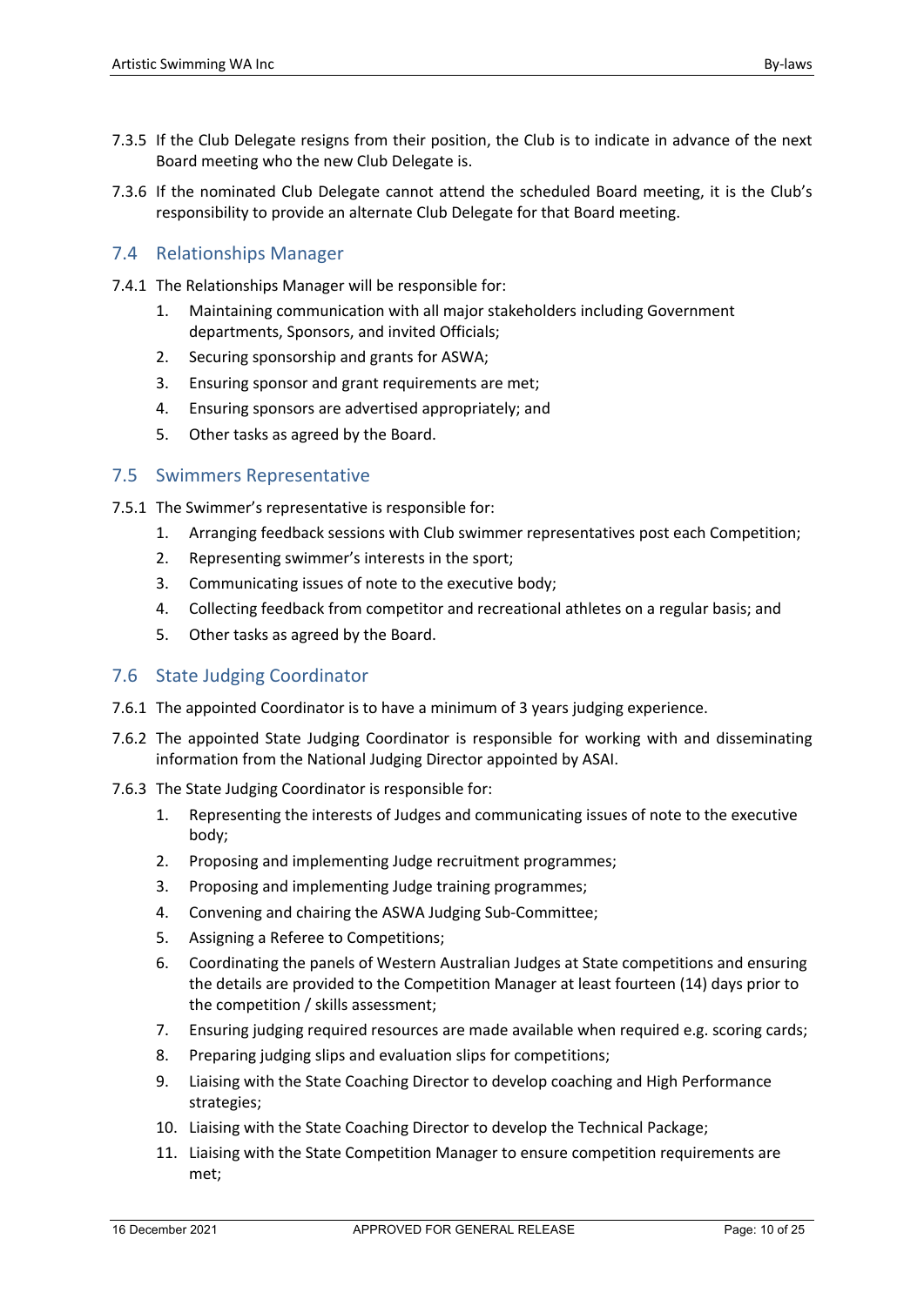7.3.5 If the Club Delegate resigns from their position, the Club is to indicate in advance of the next Board meeting who the new Club Delegate is.

7.3.6 If the nominated Club Delegate cannot attend the scheduled Board meeting, it is the Club's responsibility to provide an alternate Club Delegate for that Board meeting.

## 7.4 Relationships Manager

7.4.1 The Relationships Manager will be responsible for:

1. Maintaining communication with all major stakeholders including Government departments, Sponsors, and invited Officials;
2. Securing sponsorship and grants for ASWA;
3. Ensuring sponsor and grant requirements are met;
4. Ensuring sponsors are advertised appropriately; and
5. Other tasks as agreed by the Board.

## 7.5 Swimmers Representative

7.5.1 The Swimmer's representative is responsible for:

1. Arranging feedback sessions with Club swimmer representatives post each Competition;
2. Representing swimmer's interests in the sport;
3. Communicating issues of note to the executive body;
4. Collecting feedback from competitor and recreational athletes on a regular basis; and
5. Other tasks as agreed by the Board.

## 7.6 State Judging Coordinator

7.6.1 The appointed Coordinator is to have a minimum of 3 years judging experience.

7.6.2 The appointed State Judging Coordinator is responsible for working with and disseminating information from the National Judging Director appointed by ASAI.

7.6.3 The State Judging Coordinator is responsible for:

1. Representing the interests of Judges and communicating issues of note to the executive body;
2. Proposing and implementing Judge recruitment programmes;
3. Proposing and implementing Judge training programmes;
4. Convening and chairing the ASWA Judging Sub-Committee;
5. Assigning a Referee to Competitions;
6. Coordinating the panels of Western Australian Judges at State competitions and ensuring the details are provided to the Competition Manager at least fourteen (14) days prior to the competition / skills assessment;
7. Ensuring judging required resources are made available when required e.g. scoring cards;
8. Preparing judging slips and evaluation slips for competitions;
9. Liaising with the State Coaching Director to develop coaching and High Performance strategies;
10. Liaising with the State Coaching Director to develop the Technical Package;
11. Liaising with the State Competition Manager to ensure competition requirements are met;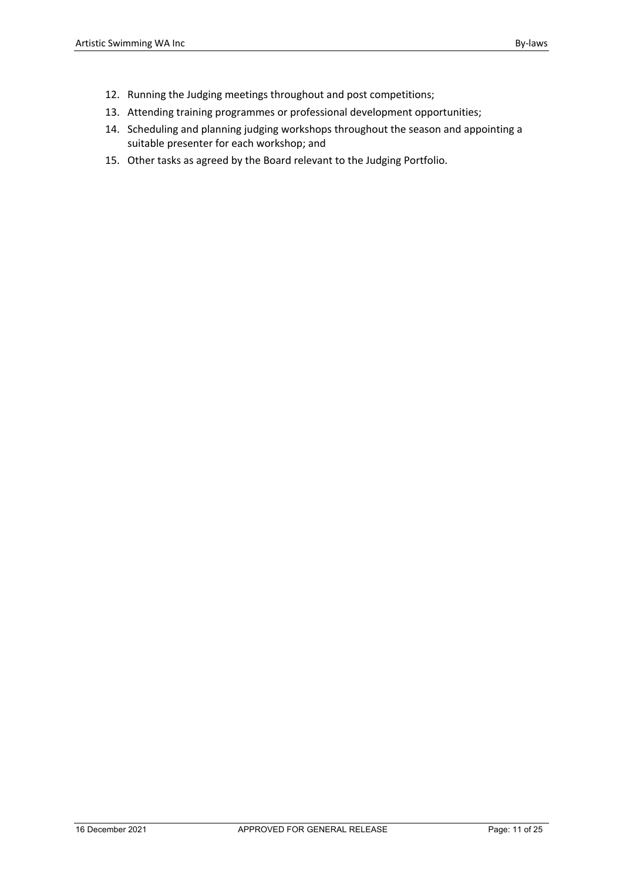12. Running the Judging meetings throughout and post competitions;
13. Attending training programmes or professional development opportunities;
14. Scheduling and planning judging workshops throughout the season and appointing a suitable presenter for each workshop; and
15. Other tasks as agreed by the Board relevant to the Judging Portfolio.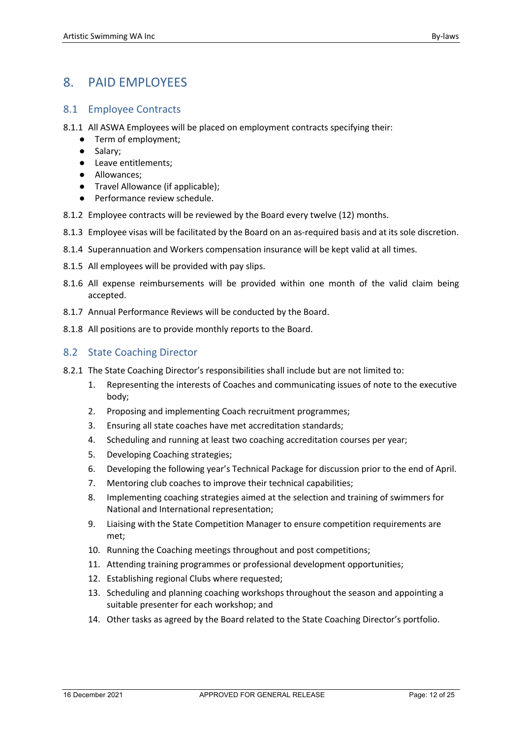# 8. PAID EMPLOYEES

## 8.1 Employee Contracts

8.1.1 All ASWA Employees will be placed on employment contracts specifying their:

- Term of employment;
- Salary;
- Leave entitlements;
- Allowances;
- Travel Allowance (if applicable);
- Performance review schedule.

8.1.2 Employee contracts will be reviewed by the Board every twelve (12) months.

8.1.3 Employee visas will be facilitated by the Board on an as-required basis and at its sole discretion.

8.1.4 Superannuation and Workers compensation insurance will be kept valid at all times.

8.1.5 All employees will be provided with pay slips.

8.1.6 All expense reimbursements will be provided within one month of the valid claim being accepted.

8.1.7 Annual Performance Reviews will be conducted by the Board.

8.1.8 All positions are to provide monthly reports to the Board.

## 8.2 State Coaching Director

8.2.1 The State Coaching Director's responsibilities shall include but are not limited to:

1. Representing the interests of Coaches and communicating issues of note to the executive body;
2. Proposing and implementing Coach recruitment programmes;
3. Ensuring all state coaches have met accreditation standards;
4. Scheduling and running at least two coaching accreditation courses per year;
5. Developing Coaching strategies;
6. Developing the following year's Technical Package for discussion prior to the end of April.
7. Mentoring club coaches to improve their technical capabilities;
8. Implementing coaching strategies aimed at the selection and training of swimmers for National and International representation;
9. Liaising with the State Competition Manager to ensure competition requirements are met;
10. Running the Coaching meetings throughout and post competitions;
11. Attending training programmes or professional development opportunities;
12. Establishing regional Clubs where requested;
13. Scheduling and planning coaching workshops throughout the season and appointing a suitable presenter for each workshop; and
14. Other tasks as agreed by the Board related to the State Coaching Director's portfolio.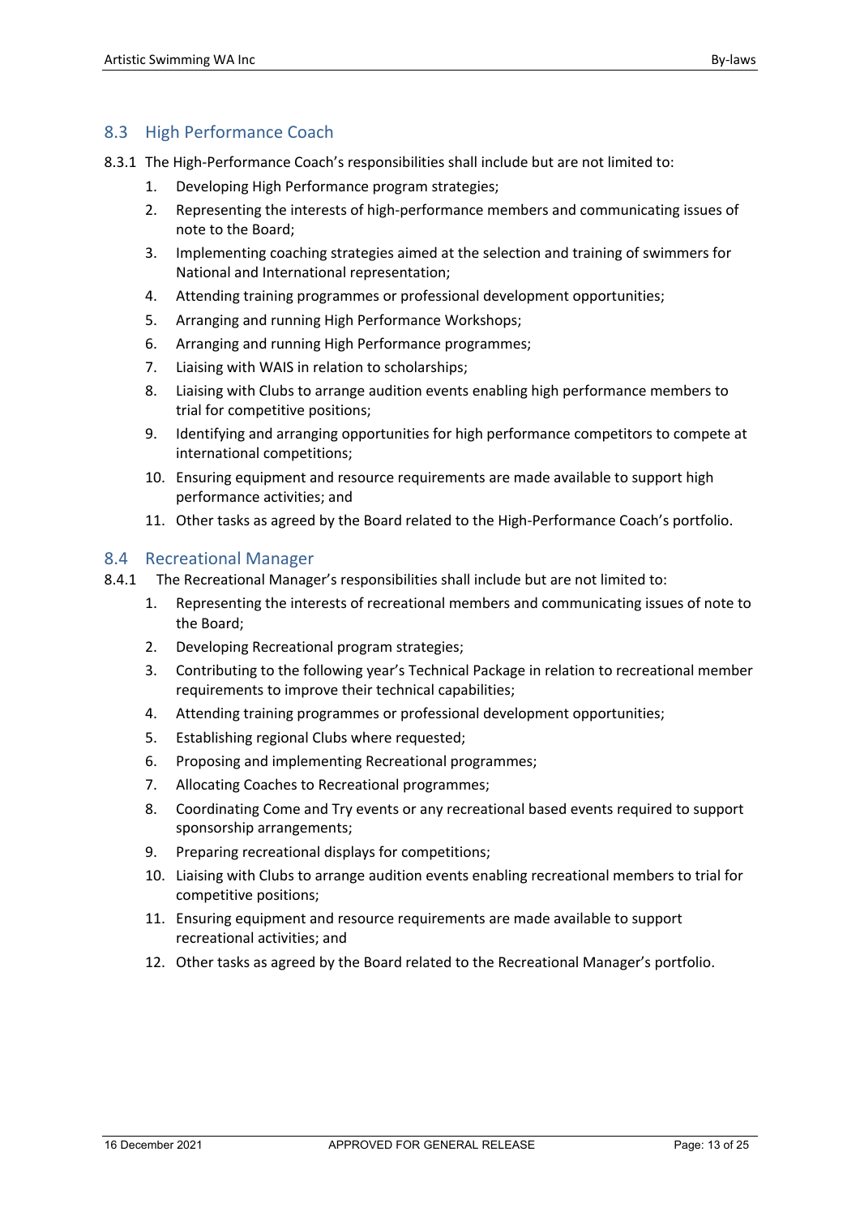## 8.3 High Performance Coach

8.3.1 The High-Performance Coach's responsibilities shall include but are not limited to:

1. Developing High Performance program strategies;
2. Representing the interests of high-performance members and communicating issues of note to the Board;
3. Implementing coaching strategies aimed at the selection and training of swimmers for National and International representation;
4. Attending training programmes or professional development opportunities;
5. Arranging and running High Performance Workshops;
6. Arranging and running High Performance programmes;
7. Liaising with WAIS in relation to scholarships;
8. Liaising with Clubs to arrange audition events enabling high performance members to trial for competitive positions;
9. Identifying and arranging opportunities for high performance competitors to compete at international competitions;
10. Ensuring equipment and resource requirements are made available to support high performance activities; and
11. Other tasks as agreed by the Board related to the High-Performance Coach's portfolio.

## 8.4 Recreational Manager

8.4.1 The Recreational Manager's responsibilities shall include but are not limited to:

1. Representing the interests of recreational members and communicating issues of note to the Board;
2. Developing Recreational program strategies;
3. Contributing to the following year's Technical Package in relation to recreational member requirements to improve their technical capabilities;
4. Attending training programmes or professional development opportunities;
5. Establishing regional Clubs where requested;
6. Proposing and implementing Recreational programmes;
7. Allocating Coaches to Recreational programmes;
8. Coordinating Come and Try events or any recreational based events required to support sponsorship arrangements;
9. Preparing recreational displays for competitions;
10. Liaising with Clubs to arrange audition events enabling recreational members to trial for competitive positions;
11. Ensuring equipment and resource requirements are made available to support recreational activities; and
12. Other tasks as agreed by the Board related to the Recreational Manager's portfolio.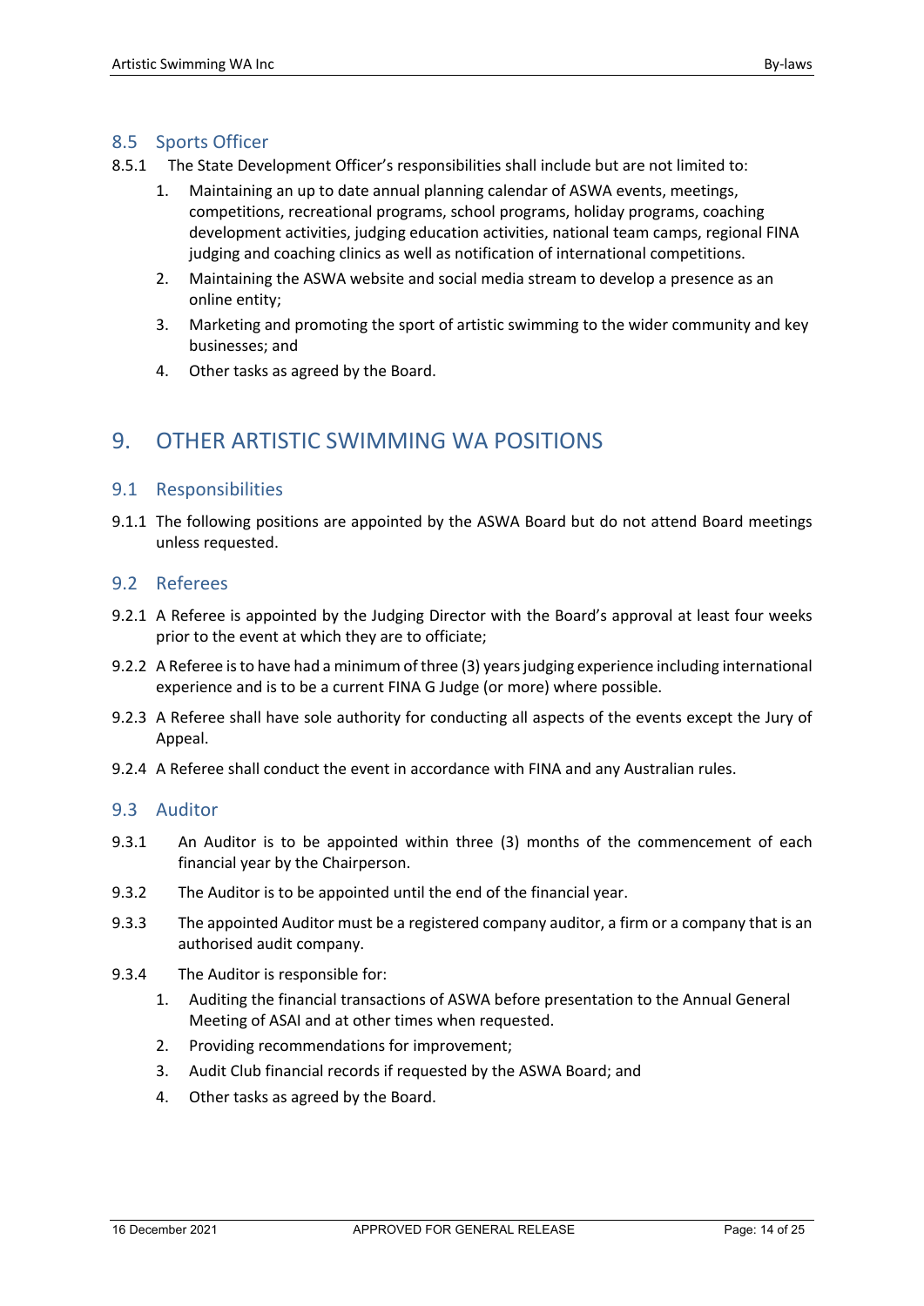## 8.5 Sports Officer

8.5.1 The State Development Officer's responsibilities shall include but are not limited to:

1. Maintaining an up to date annual planning calendar of ASWA events, meetings, competitions, recreational programs, school programs, holiday programs, coaching development activities, judging education activities, national team camps, regional FINA judging and coaching clinics as well as notification of international competitions.
2. Maintaining the ASWA website and social media stream to develop a presence as an online entity;
3. Marketing and promoting the sport of artistic swimming to the wider community and key businesses; and
4. Other tasks as agreed by the Board.

# 9. OTHER ARTISTIC SWIMMING WA POSITIONS

## 9.1 Responsibilities

9.1.1 The following positions are appointed by the ASWA Board but do not attend Board meetings unless requested.

## 9.2 Referees

9.2.1 A Referee is appointed by the Judging Director with the Board's approval at least four weeks prior to the event at which they are to officiate;

9.2.2 A Referee is to have had a minimum of three (3) years judging experience including international experience and is to be a current FINA G Judge (or more) where possible.

9.2.3 A Referee shall have sole authority for conducting all aspects of the events except the Jury of Appeal.

9.2.4 A Referee shall conduct the event in accordance with FINA and any Australian rules.

## 9.3 Auditor

9.3.1 An Auditor is to be appointed within three (3) months of the commencement of each financial year by the Chairperson.

9.3.2 The Auditor is to be appointed until the end of the financial year.

9.3.3 The appointed Auditor must be a registered company auditor, a firm or a company that is an authorised audit company.

9.3.4 The Auditor is responsible for:

1. Auditing the financial transactions of ASWA before presentation to the Annual General Meeting of ASAI and at other times when requested.
2. Providing recommendations for improvement;
3. Audit Club financial records if requested by the ASWA Board; and
4. Other tasks as agreed by the Board.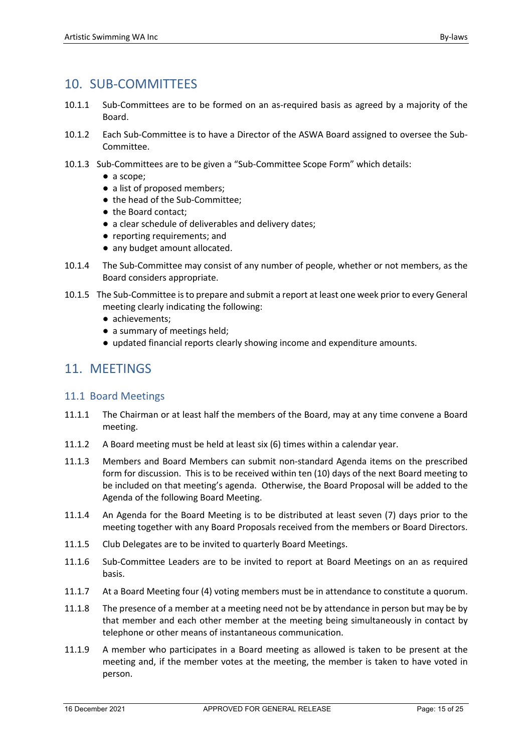## 10. SUB-COMMITTEES

10.1.1 Sub-Committees are to be formed on an as-required basis as agreed by a majority of the Board.

10.1.2 Each Sub-Committee is to have a Director of the ASWA Board assigned to oversee the Sub-Committee.

10.1.3 Sub-Committees are to be given a "Sub-Committee Scope Form" which details:

- a scope;
- a list of proposed members;
- the head of the Sub-Committee;
- the Board contact;
- a clear schedule of deliverables and delivery dates;
- reporting requirements; and
- any budget amount allocated.

10.1.4 The Sub-Committee may consist of any number of people, whether or not members, as the Board considers appropriate.

10.1.5 The Sub-Committee is to prepare and submit a report at least one week prior to every General meeting clearly indicating the following:

- achievements;
- a summary of meetings held;
- updated financial reports clearly showing income and expenditure amounts.

## 11. MEETINGS

### 11.1 Board Meetings

11.1.1 The Chairman or at least half the members of the Board, may at any time convene a Board meeting.

11.1.2 A Board meeting must be held at least six (6) times within a calendar year.

11.1.3 Members and Board Members can submit non-standard Agenda items on the prescribed form for discussion. This is to be received within ten (10) days of the next Board meeting to be included on that meeting's agenda. Otherwise, the Board Proposal will be added to the Agenda of the following Board Meeting.

11.1.4 An Agenda for the Board Meeting is to be distributed at least seven (7) days prior to the meeting together with any Board Proposals received from the members or Board Directors.

11.1.5 Club Delegates are to be invited to quarterly Board Meetings.

11.1.6 Sub-Committee Leaders are to be invited to report at Board Meetings on an as required basis.

11.1.7 At a Board Meeting four (4) voting members must be in attendance to constitute a quorum.

11.1.8 The presence of a member at a meeting need not be by attendance in person but may be by that member and each other member at the meeting being simultaneously in contact by telephone or other means of instantaneous communication.

11.1.9 A member who participates in a Board meeting as allowed is taken to be present at the meeting and, if the member votes at the meeting, the member is taken to have voted in person.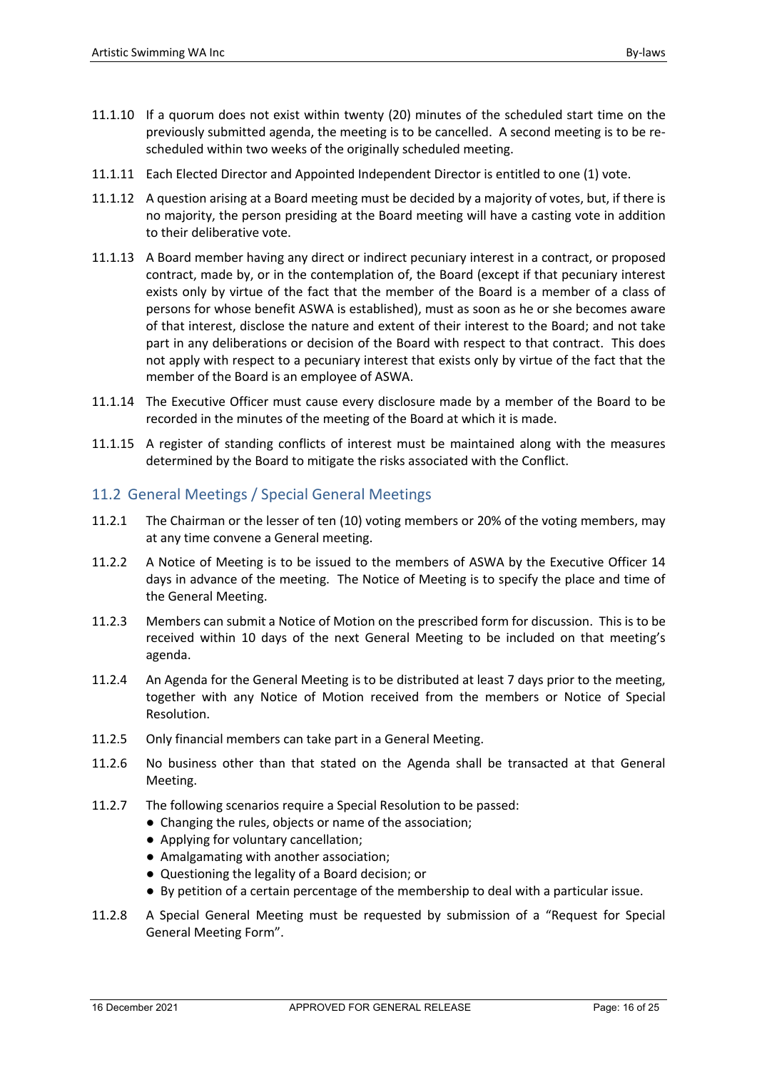11.1.10 If a quorum does not exist within twenty (20) minutes of the scheduled start time on the previously submitted agenda, the meeting is to be cancelled. A second meeting is to be re-scheduled within two weeks of the originally scheduled meeting.

11.1.11 Each Elected Director and Appointed Independent Director is entitled to one (1) vote.

11.1.12 A question arising at a Board meeting must be decided by a majority of votes, but, if there is no majority, the person presiding at the Board meeting will have a casting vote in addition to their deliberative vote.

11.1.13 A Board member having any direct or indirect pecuniary interest in a contract, or proposed contract, made by, or in the contemplation of, the Board (except if that pecuniary interest exists only by virtue of the fact that the member of the Board is a member of a class of persons for whose benefit ASWA is established), must as soon as he or she becomes aware of that interest, disclose the nature and extent of their interest to the Board; and not take part in any deliberations or decision of the Board with respect to that contract. This does not apply with respect to a pecuniary interest that exists only by virtue of the fact that the member of the Board is an employee of ASWA.

11.1.14 The Executive Officer must cause every disclosure made by a member of the Board to be recorded in the minutes of the meeting of the Board at which it is made.

11.1.15 A register of standing conflicts of interest must be maintained along with the measures determined by the Board to mitigate the risks associated with the Conflict.

## 11.2 General Meetings / Special General Meetings

11.2.1 The Chairman or the lesser of ten (10) voting members or 20% of the voting members, may at any time convene a General meeting.

11.2.2 A Notice of Meeting is to be issued to the members of ASWA by the Executive Officer 14 days in advance of the meeting. The Notice of Meeting is to specify the place and time of the General Meeting.

11.2.3 Members can submit a Notice of Motion on the prescribed form for discussion. This is to be received within 10 days of the next General Meeting to be included on that meeting's agenda.

11.2.4 An Agenda for the General Meeting is to be distributed at least 7 days prior to the meeting, together with any Notice of Motion received from the members or Notice of Special Resolution.

11.2.5 Only financial members can take part in a General Meeting.

11.2.6 No business other than that stated on the Agenda shall be transacted at that General Meeting.

11.2.7 The following scenarios require a Special Resolution to be passed:

- Changing the rules, objects or name of the association;
- Applying for voluntary cancellation;
- Amalgamating with another association;
- Questioning the legality of a Board decision; or
- By petition of a certain percentage of the membership to deal with a particular issue.

11.2.8 A Special General Meeting must be requested by submission of a "Request for Special General Meeting Form".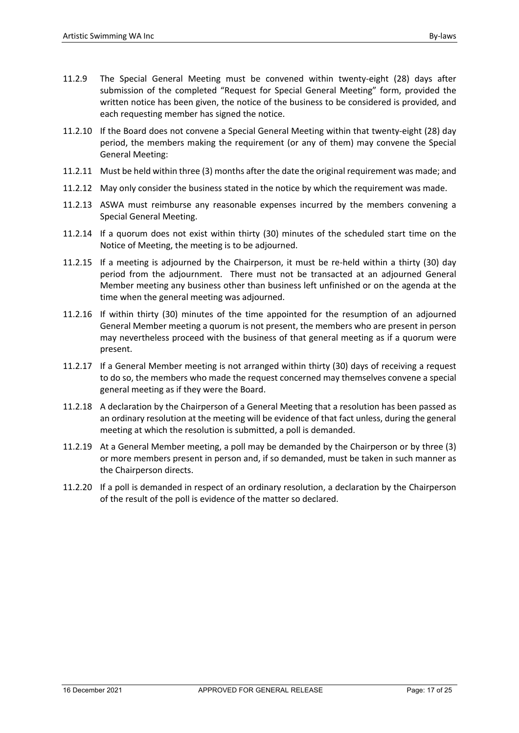11.2.9 The Special General Meeting must be convened within twenty-eight (28) days after submission of the completed "Request for Special General Meeting" form, provided the written notice has been given, the notice of the business to be considered is provided, and each requesting member has signed the notice.

11.2.10 If the Board does not convene a Special General Meeting within that twenty-eight (28) day period, the members making the requirement (or any of them) may convene the Special General Meeting:

11.2.11 Must be held within three (3) months after the date the original requirement was made; and

11.2.12 May only consider the business stated in the notice by which the requirement was made.

11.2.13 ASWA must reimburse any reasonable expenses incurred by the members convening a Special General Meeting.

11.2.14 If a quorum does not exist within thirty (30) minutes of the scheduled start time on the Notice of Meeting, the meeting is to be adjourned.

11.2.15 If a meeting is adjourned by the Chairperson, it must be re-held within a thirty (30) day period from the adjournment. There must not be transacted at an adjourned General Member meeting any business other than business left unfinished or on the agenda at the time when the general meeting was adjourned.

11.2.16 If within thirty (30) minutes of the time appointed for the resumption of an adjourned General Member meeting a quorum is not present, the members who are present in person may nevertheless proceed with the business of that general meeting as if a quorum were present.

11.2.17 If a General Member meeting is not arranged within thirty (30) days of receiving a request to do so, the members who made the request concerned may themselves convene a special general meeting as if they were the Board.

11.2.18 A declaration by the Chairperson of a General Meeting that a resolution has been passed as an ordinary resolution at the meeting will be evidence of that fact unless, during the general meeting at which the resolution is submitted, a poll is demanded.

11.2.19 At a General Member meeting, a poll may be demanded by the Chairperson or by three (3) or more members present in person and, if so demanded, must be taken in such manner as the Chairperson directs.

11.2.20 If a poll is demanded in respect of an ordinary resolution, a declaration by the Chairperson of the result of the poll is evidence of the matter so declared.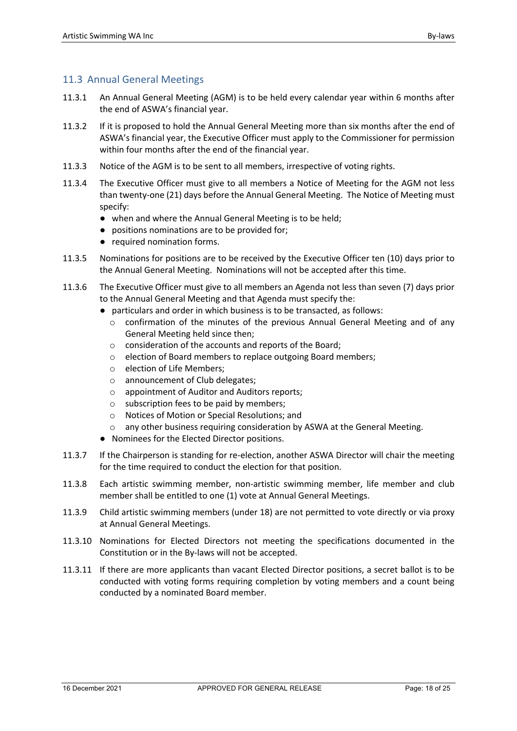## 11.3 Annual General Meetings

11.3.1 An Annual General Meeting (AGM) is to be held every calendar year within 6 months after the end of ASWA's financial year.

11.3.2 If it is proposed to hold the Annual General Meeting more than six months after the end of ASWA's financial year, the Executive Officer must apply to the Commissioner for permission within four months after the end of the financial year.

11.3.3 Notice of the AGM is to be sent to all members, irrespective of voting rights.

11.3.4 The Executive Officer must give to all members a Notice of Meeting for the AGM not less than twenty-one (21) days before the Annual General Meeting. The Notice of Meeting must specify:

- when and where the Annual General Meeting is to be held;
- positions nominations are to be provided for;
- required nomination forms.

11.3.5 Nominations for positions are to be received by the Executive Officer ten (10) days prior to the Annual General Meeting. Nominations will not be accepted after this time.

11.3.6 The Executive Officer must give to all members an Agenda not less than seven (7) days prior to the Annual General Meeting and that Agenda must specify the:

- particulars and order in which business is to be transacted, as follows:
  - confirmation of the minutes of the previous Annual General Meeting and of any General Meeting held since then;
  - consideration of the accounts and reports of the Board;
  - election of Board members to replace outgoing Board members;
  - election of Life Members;
  - announcement of Club delegates;
  - appointment of Auditor and Auditors reports;
  - subscription fees to be paid by members;
  - Notices of Motion or Special Resolutions; and
  - any other business requiring consideration by ASWA at the General Meeting.
- Nominees for the Elected Director positions.

11.3.7 If the Chairperson is standing for re-election, another ASWA Director will chair the meeting for the time required to conduct the election for that position.

11.3.8 Each artistic swimming member, non-artistic swimming member, life member and club member shall be entitled to one (1) vote at Annual General Meetings.

11.3.9 Child artistic swimming members (under 18) are not permitted to vote directly or via proxy at Annual General Meetings.

11.3.10 Nominations for Elected Directors not meeting the specifications documented in the Constitution or in the By-laws will not be accepted.

11.3.11 If there are more applicants than vacant Elected Director positions, a secret ballot is to be conducted with voting forms requiring completion by voting members and a count being conducted by a nominated Board member.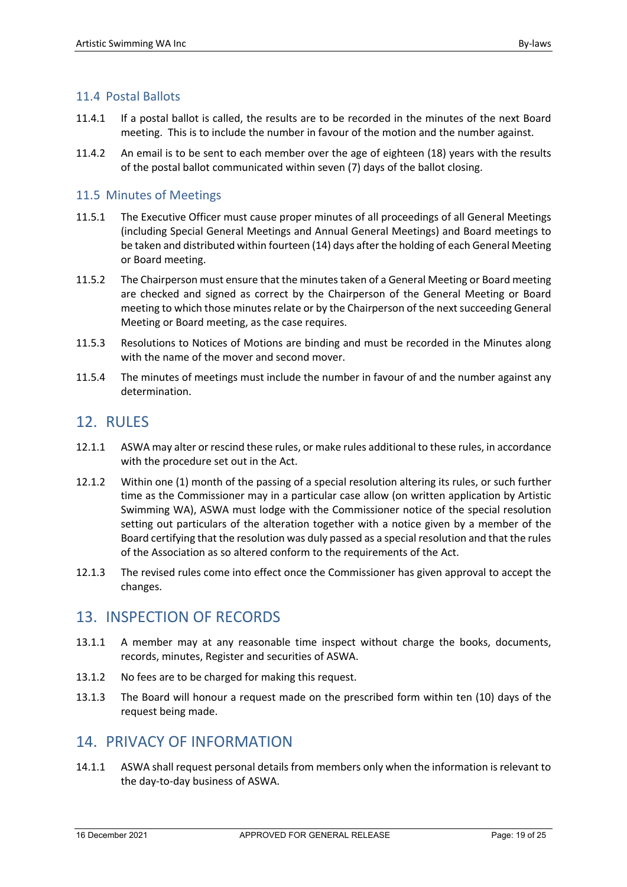### 11.4 Postal Ballots

11.4.1 If a postal ballot is called, the results are to be recorded in the minutes of the next Board meeting. This is to include the number in favour of the motion and the number against.

11.4.2 An email is to be sent to each member over the age of eighteen (18) years with the results of the postal ballot communicated within seven (7) days of the ballot closing.

### 11.5 Minutes of Meetings

11.5.1 The Executive Officer must cause proper minutes of all proceedings of all General Meetings (including Special General Meetings and Annual General Meetings) and Board meetings to be taken and distributed within fourteen (14) days after the holding of each General Meeting or Board meeting.

11.5.2 The Chairperson must ensure that the minutes taken of a General Meeting or Board meeting are checked and signed as correct by the Chairperson of the General Meeting or Board meeting to which those minutes relate or by the Chairperson of the next succeeding General Meeting or Board meeting, as the case requires.

11.5.3 Resolutions to Notices of Motions are binding and must be recorded in the Minutes along with the name of the mover and second mover.

11.5.4 The minutes of meetings must include the number in favour of and the number against any determination.

## 12. RULES

12.1.1 ASWA may alter or rescind these rules, or make rules additional to these rules, in accordance with the procedure set out in the Act.

12.1.2 Within one (1) month of the passing of a special resolution altering its rules, or such further time as the Commissioner may in a particular case allow (on written application by Artistic Swimming WA), ASWA must lodge with the Commissioner notice of the special resolution setting out particulars of the alteration together with a notice given by a member of the Board certifying that the resolution was duly passed as a special resolution and that the rules of the Association as so altered conform to the requirements of the Act.

12.1.3 The revised rules come into effect once the Commissioner has given approval to accept the changes.

## 13. INSPECTION OF RECORDS

13.1.1 A member may at any reasonable time inspect without charge the books, documents, records, minutes, Register and securities of ASWA.

13.1.2 No fees are to be charged for making this request.

13.1.3 The Board will honour a request made on the prescribed form within ten (10) days of the request being made.

## 14. PRIVACY OF INFORMATION

14.1.1 ASWA shall request personal details from members only when the information is relevant to the day-to-day business of ASWA.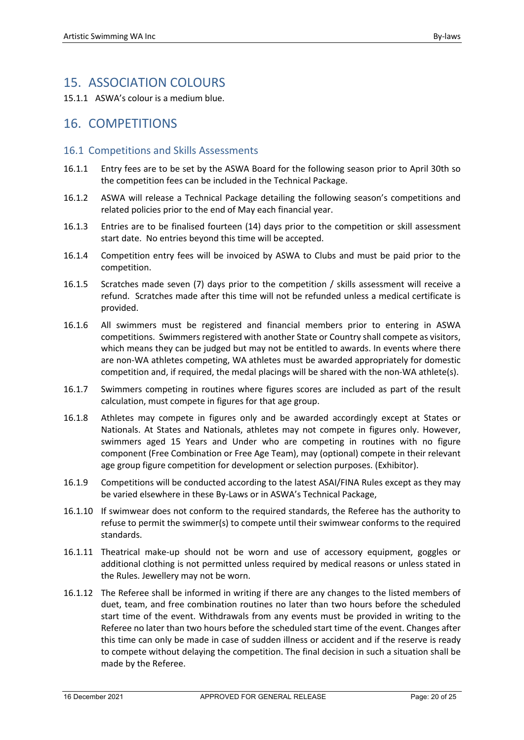# 15. ASSOCIATION COLOURS

15.1.1 ASWA's colour is a medium blue.

# 16. COMPETITIONS

## 16.1 Competitions and Skills Assessments

16.1.1 Entry fees are to be set by the ASWA Board for the following season prior to April 30th so the competition fees can be included in the Technical Package.

16.1.2 ASWA will release a Technical Package detailing the following season's competitions and related policies prior to the end of May each financial year.

16.1.3 Entries are to be finalised fourteen (14) days prior to the competition or skill assessment start date. No entries beyond this time will be accepted.

16.1.4 Competition entry fees will be invoiced by ASWA to Clubs and must be paid prior to the competition.

16.1.5 Scratches made seven (7) days prior to the competition / skills assessment will receive a refund. Scratches made after this time will not be refunded unless a medical certificate is provided.

16.1.6 All swimmers must be registered and financial members prior to entering in ASWA competitions. Swimmers registered with another State or Country shall compete as visitors, which means they can be judged but may not be entitled to awards. In events where there are non-WA athletes competing, WA athletes must be awarded appropriately for domestic competition and, if required, the medal placings will be shared with the non-WA athlete(s).

16.1.7 Swimmers competing in routines where figures scores are included as part of the result calculation, must compete in figures for that age group.

16.1.8 Athletes may compete in figures only and be awarded accordingly except at States or Nationals. At States and Nationals, athletes may not compete in figures only. However, swimmers aged 15 Years and Under who are competing in routines with no figure component (Free Combination or Free Age Team), may (optional) compete in their relevant age group figure competition for development or selection purposes. (Exhibitor).

16.1.9 Competitions will be conducted according to the latest ASAI/FINA Rules except as they may be varied elsewhere in these By-Laws or in ASWA's Technical Package,

16.1.10 If swimwear does not conform to the required standards, the Referee has the authority to refuse to permit the swimmer(s) to compete until their swimwear conforms to the required standards.

16.1.11 Theatrical make-up should not be worn and use of accessory equipment, goggles or additional clothing is not permitted unless required by medical reasons or unless stated in the Rules. Jewellery may not be worn.

16.1.12 The Referee shall be informed in writing if there are any changes to the listed members of duet, team, and free combination routines no later than two hours before the scheduled start time of the event. Withdrawals from any events must be provided in writing to the Referee no later than two hours before the scheduled start time of the event. Changes after this time can only be made in case of sudden illness or accident and if the reserve is ready to compete without delaying the competition. The final decision in such a situation shall be made by the Referee.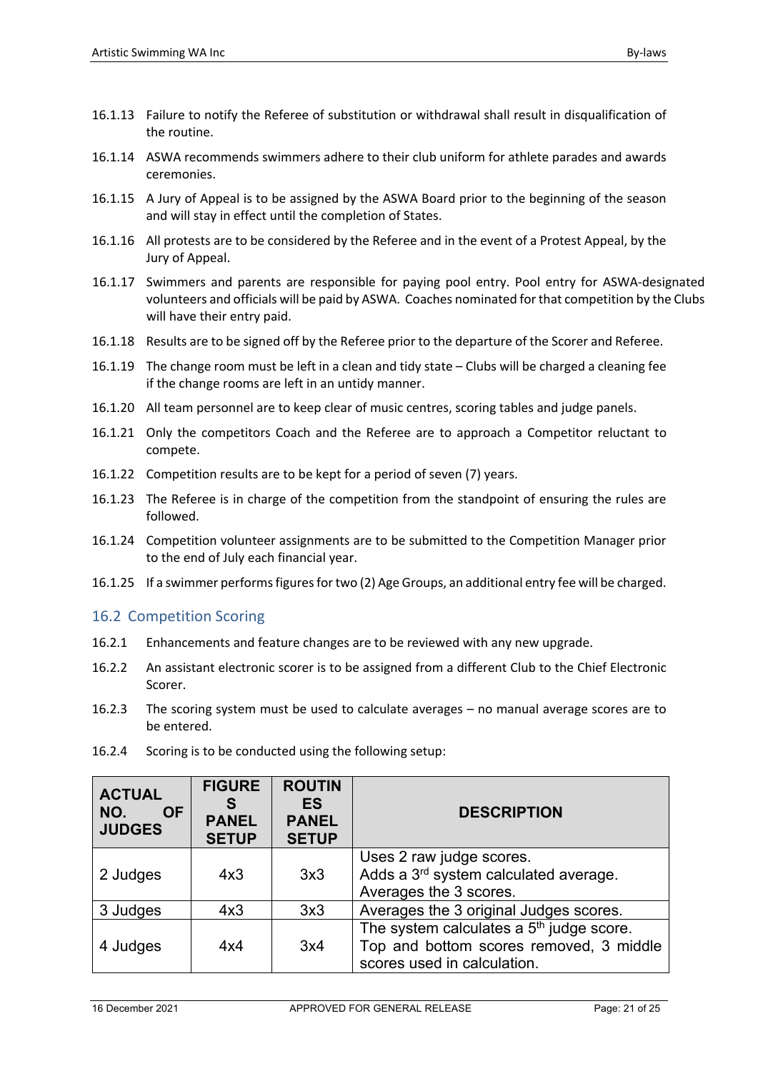16.1.13 Failure to notify the Referee of substitution or withdrawal shall result in disqualification of the routine.

16.1.14 ASWA recommends swimmers adhere to their club uniform for athlete parades and awards ceremonies.

16.1.15 A Jury of Appeal is to be assigned by the ASWA Board prior to the beginning of the season and will stay in effect until the completion of States.

16.1.16 All protests are to be considered by the Referee and in the event of a Protest Appeal, by the Jury of Appeal.

16.1.17 Swimmers and parents are responsible for paying pool entry. Pool entry for ASWA-designated volunteers and officials will be paid by ASWA. Coaches nominated for that competition by the Clubs will have their entry paid.

16.1.18 Results are to be signed off by the Referee prior to the departure of the Scorer and Referee.

16.1.19 The change room must be left in a clean and tidy state – Clubs will be charged a cleaning fee if the change rooms are left in an untidy manner.

16.1.20 All team personnel are to keep clear of music centres, scoring tables and judge panels.

16.1.21 Only the competitors Coach and the Referee are to approach a Competitor reluctant to compete.

16.1.22 Competition results are to be kept for a period of seven (7) years.

16.1.23 The Referee is in charge of the competition from the standpoint of ensuring the rules are followed.

16.1.24 Competition volunteer assignments are to be submitted to the Competition Manager prior to the end of July each financial year.

16.1.25 If a swimmer performs figures for two (2) Age Groups, an additional entry fee will be charged.

## 16.2 Competition Scoring

16.2.1 Enhancements and feature changes are to be reviewed with any new upgrade.

16.2.2 An assistant electronic scorer is to be assigned from a different Club to the Chief Electronic Scorer.

16.2.3 The scoring system must be used to calculate averages – no manual average scores are to be entered.

16.2.4 Scoring is to be conducted using the following setup:

| ACTUAL NO. OF JUDGES | FIGURES PANEL SETUP | ROUTINES PANEL SETUP | DESCRIPTION |
|---|---|---|---|
| 2 Judges | 4x3 | 3x3 | Uses 2 raw judge scores. Adds a 3rd system calculated average. Averages the 3 scores. |
| 3 Judges | 4x3 | 3x3 | Averages the 3 original Judges scores. |
| 4 Judges | 4x4 | 3x4 | The system calculates a 5th judge score. Top and bottom scores removed, 3 middle scores used in calculation. |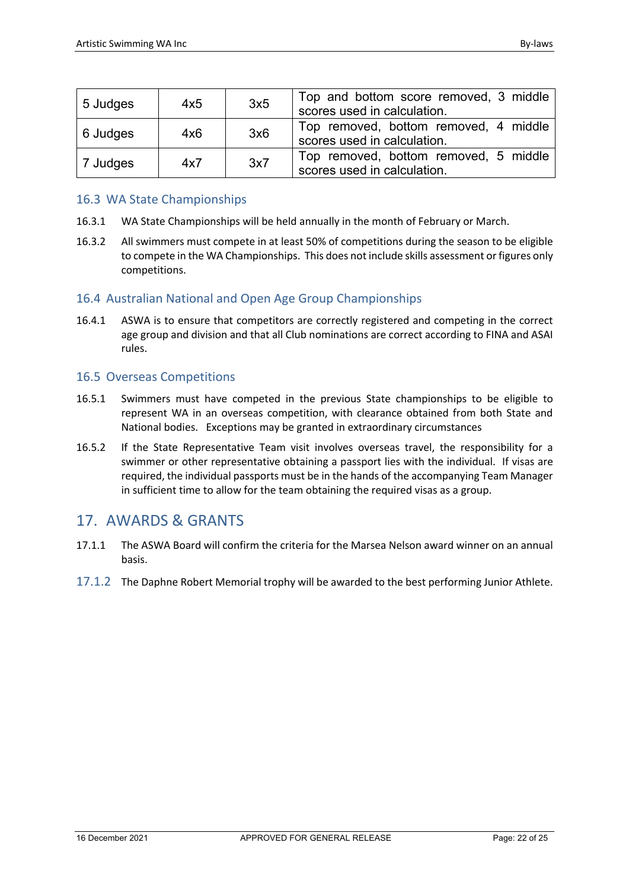| | | | |
|---|---|---|---|
| 5 Judges | 4x5 | 3x5 | Top and bottom score removed, 3 middle scores used in calculation. |
| 6 Judges | 4x6 | 3x6 | Top removed, bottom removed, 4 middle scores used in calculation. |
| 7 Judges | 4x7 | 3x7 | Top removed, bottom removed, 5 middle scores used in calculation. |

### 16.3 WA State Championships

16.3.1 WA State Championships will be held annually in the month of February or March.

16.3.2 All swimmers must compete in at least 50% of competitions during the season to be eligible to compete in the WA Championships. This does not include skills assessment or figures only competitions.

### 16.4 Australian National and Open Age Group Championships

16.4.1 ASWA is to ensure that competitors are correctly registered and competing in the correct age group and division and that all Club nominations are correct according to FINA and ASAI rules.

### 16.5 Overseas Competitions

16.5.1 Swimmers must have competed in the previous State championships to be eligible to represent WA in an overseas competition, with clearance obtained from both State and National bodies. Exceptions may be granted in extraordinary circumstances

16.5.2 If the State Representative Team visit involves overseas travel, the responsibility for a swimmer or other representative obtaining a passport lies with the individual. If visas are required, the individual passports must be in the hands of the accompanying Team Manager in sufficient time to allow for the team obtaining the required visas as a group.

## 17. AWARDS & GRANTS

17.1.1 The ASWA Board will confirm the criteria for the Marsea Nelson award winner on an annual basis.

17.1.2 The Daphne Robert Memorial trophy will be awarded to the best performing Junior Athlete.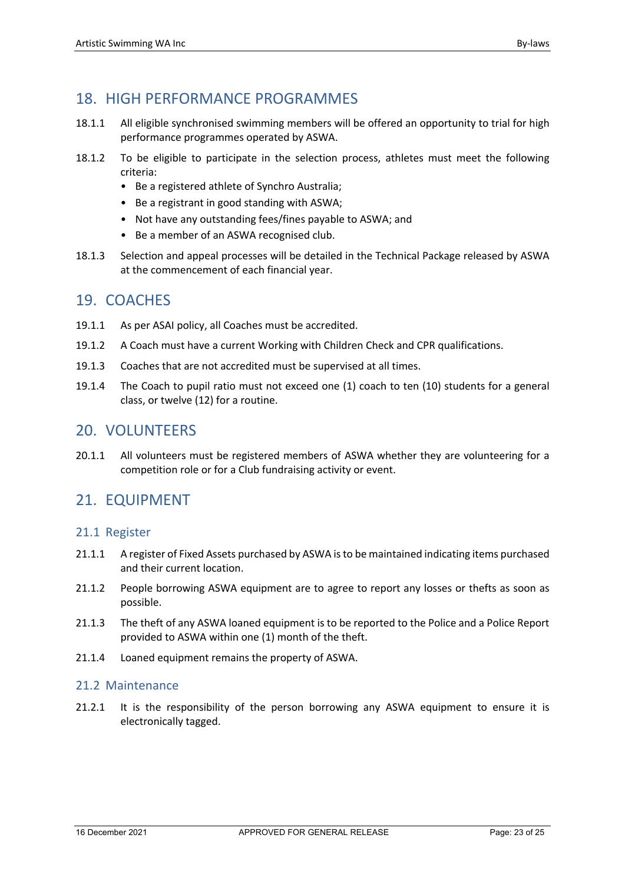# 18. HIGH PERFORMANCE PROGRAMMES

18.1.1 All eligible synchronised swimming members will be offered an opportunity to trial for high performance programmes operated by ASWA.

18.1.2 To be eligible to participate in the selection process, athletes must meet the following criteria:

- Be a registered athlete of Synchro Australia;
- Be a registrant in good standing with ASWA;
- Not have any outstanding fees/fines payable to ASWA; and
- Be a member of an ASWA recognised club.

18.1.3 Selection and appeal processes will be detailed in the Technical Package released by ASWA at the commencement of each financial year.

# 19. COACHES

19.1.1 As per ASAI policy, all Coaches must be accredited.

19.1.2 A Coach must have a current Working with Children Check and CPR qualifications.

19.1.3 Coaches that are not accredited must be supervised at all times.

19.1.4 The Coach to pupil ratio must not exceed one (1) coach to ten (10) students for a general class, or twelve (12) for a routine.

# 20. VOLUNTEERS

20.1.1 All volunteers must be registered members of ASWA whether they are volunteering for a competition role or for a Club fundraising activity or event.

# 21. EQUIPMENT

## 21.1 Register

21.1.1 A register of Fixed Assets purchased by ASWA is to be maintained indicating items purchased and their current location.

21.1.2 People borrowing ASWA equipment are to agree to report any losses or thefts as soon as possible.

21.1.3 The theft of any ASWA loaned equipment is to be reported to the Police and a Police Report provided to ASWA within one (1) month of the theft.

21.1.4 Loaned equipment remains the property of ASWA.

## 21.2 Maintenance

21.2.1 It is the responsibility of the person borrowing any ASWA equipment to ensure it is electronically tagged.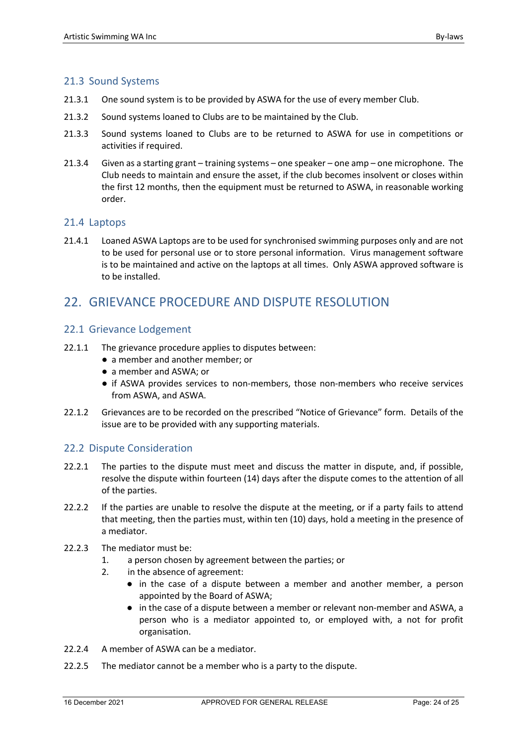### 21.3 Sound Systems

21.3.1 One sound system is to be provided by ASWA for the use of every member Club.

21.3.2 Sound systems loaned to Clubs are to be maintained by the Club.

21.3.3 Sound systems loaned to Clubs are to be returned to ASWA for use in competitions or activities if required.

21.3.4 Given as a starting grant – training systems – one speaker – one amp – one microphone. The Club needs to maintain and ensure the asset, if the club becomes insolvent or closes within the first 12 months, then the equipment must be returned to ASWA, in reasonable working order.

### 21.4 Laptops

21.4.1 Loaned ASWA Laptops are to be used for synchronised swimming purposes only and are not to be used for personal use or to store personal information. Virus management software is to be maintained and active on the laptops at all times. Only ASWA approved software is to be installed.

## 22. GRIEVANCE PROCEDURE AND DISPUTE RESOLUTION

### 22.1 Grievance Lodgement

22.1.1 The grievance procedure applies to disputes between:

- a member and another member; or
- a member and ASWA; or
- if ASWA provides services to non-members, those non-members who receive services from ASWA, and ASWA.

22.1.2 Grievances are to be recorded on the prescribed “Notice of Grievance” form. Details of the issue are to be provided with any supporting materials.

### 22.2 Dispute Consideration

22.2.1 The parties to the dispute must meet and discuss the matter in dispute, and, if possible, resolve the dispute within fourteen (14) days after the dispute comes to the attention of all of the parties.

22.2.2 If the parties are unable to resolve the dispute at the meeting, or if a party fails to attend that meeting, then the parties must, within ten (10) days, hold a meeting in the presence of a mediator.

22.2.3 The mediator must be:

1. a person chosen by agreement between the parties; or
2. in the absence of agreement:
   - in the case of a dispute between a member and another member, a person appointed by the Board of ASWA;
   - in the case of a dispute between a member or relevant non-member and ASWA, a person who is a mediator appointed to, or employed with, a not for profit organisation.

22.2.4 A member of ASWA can be a mediator.

22.2.5 The mediator cannot be a member who is a party to the dispute.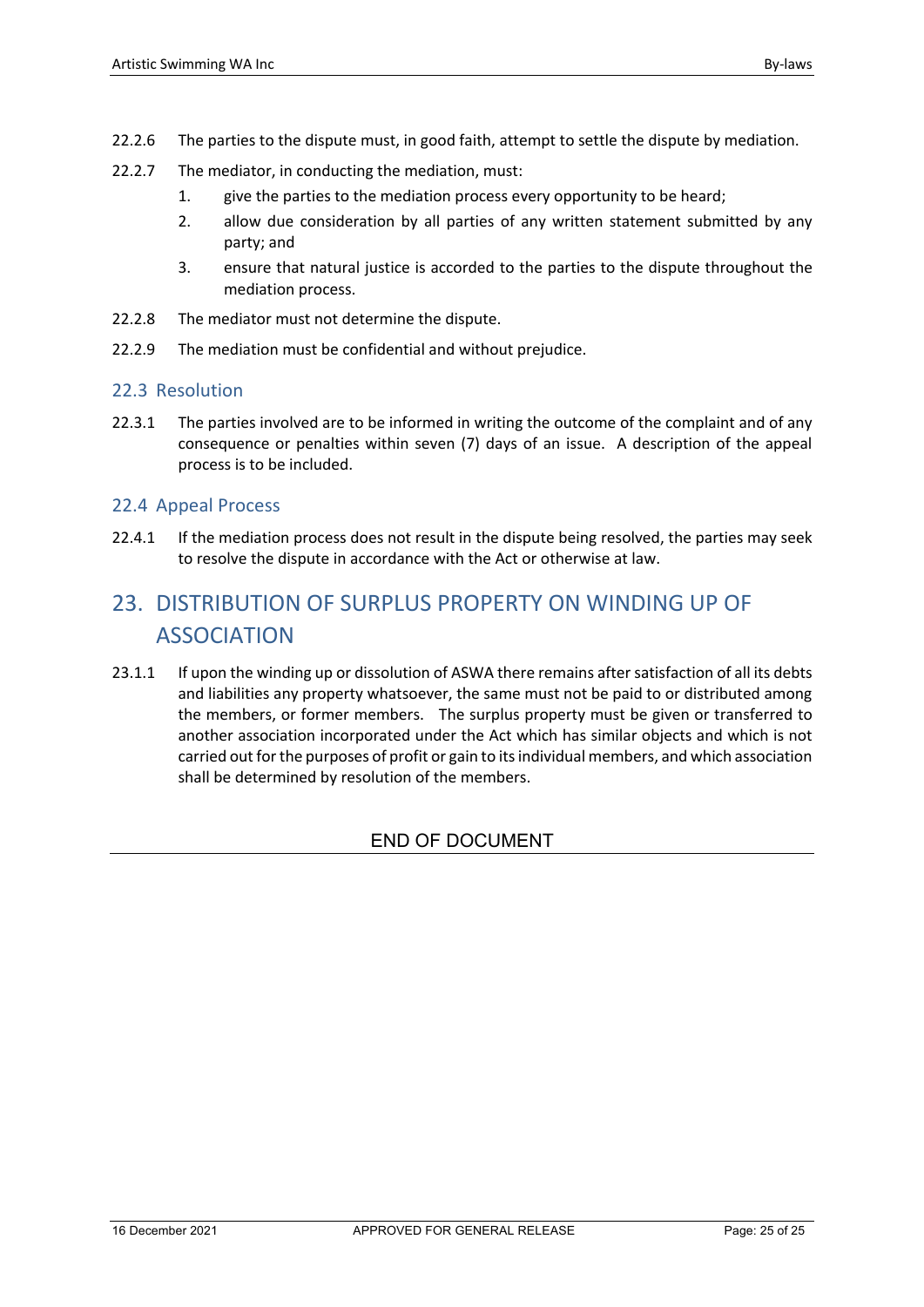22.2.6 The parties to the dispute must, in good faith, attempt to settle the dispute by mediation.

22.2.7 The mediator, in conducting the mediation, must:

1. give the parties to the mediation process every opportunity to be heard;
2. allow due consideration by all parties of any written statement submitted by any party; and
3. ensure that natural justice is accorded to the parties to the dispute throughout the mediation process.

22.2.8 The mediator must not determine the dispute.

22.2.9 The mediation must be confidential and without prejudice.

### 22.3 Resolution

22.3.1 The parties involved are to be informed in writing the outcome of the complaint and of any consequence or penalties within seven (7) days of an issue. A description of the appeal process is to be included.

### 22.4 Appeal Process

22.4.1 If the mediation process does not result in the dispute being resolved, the parties may seek to resolve the dispute in accordance with the Act or otherwise at law.

## 23. DISTRIBUTION OF SURPLUS PROPERTY ON WINDING UP OF ASSOCIATION

23.1.1 If upon the winding up or dissolution of ASWA there remains after satisfaction of all its debts and liabilities any property whatsoever, the same must not be paid to or distributed among the members, or former members. The surplus property must be given or transferred to another association incorporated under the Act which has similar objects and which is not carried out for the purposes of profit or gain to its individual members, and which association shall be determined by resolution of the members.

END OF DOCUMENT